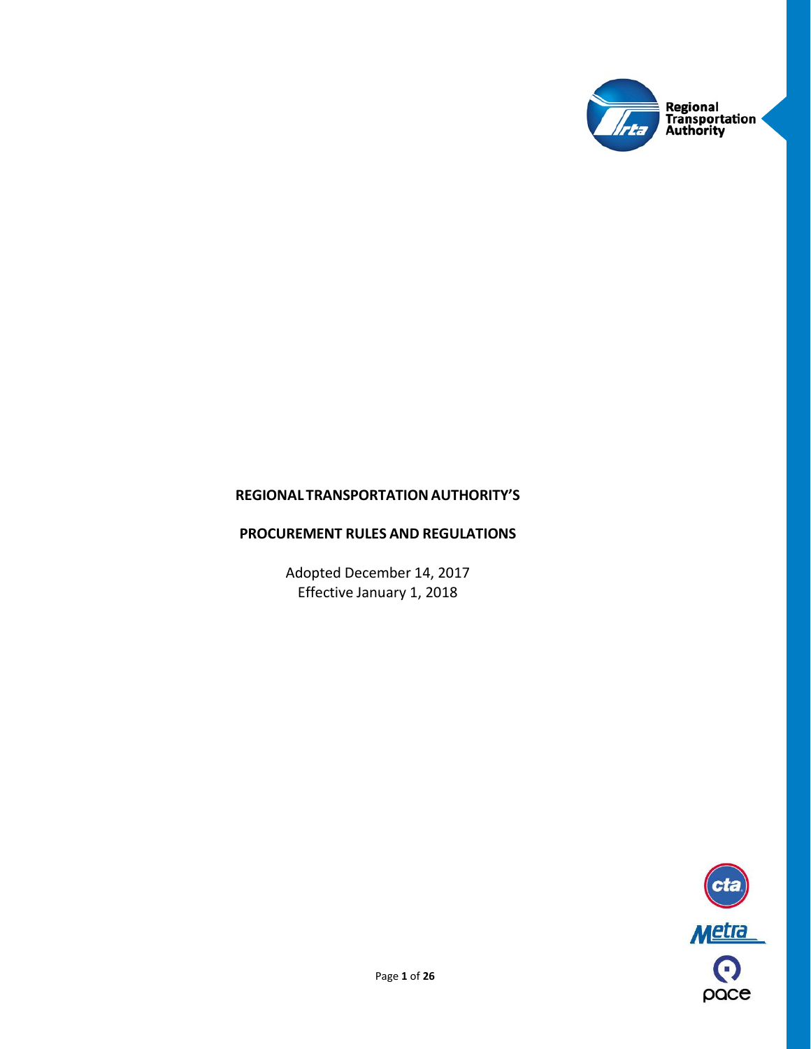Regional Transportation Authority

# REGIONAL TRANSPORTATION AUTHORITY'S

## PROCUREMENT RULES AND REGULATIONS

Adopted December 14, 2017
Effective January 1, 2018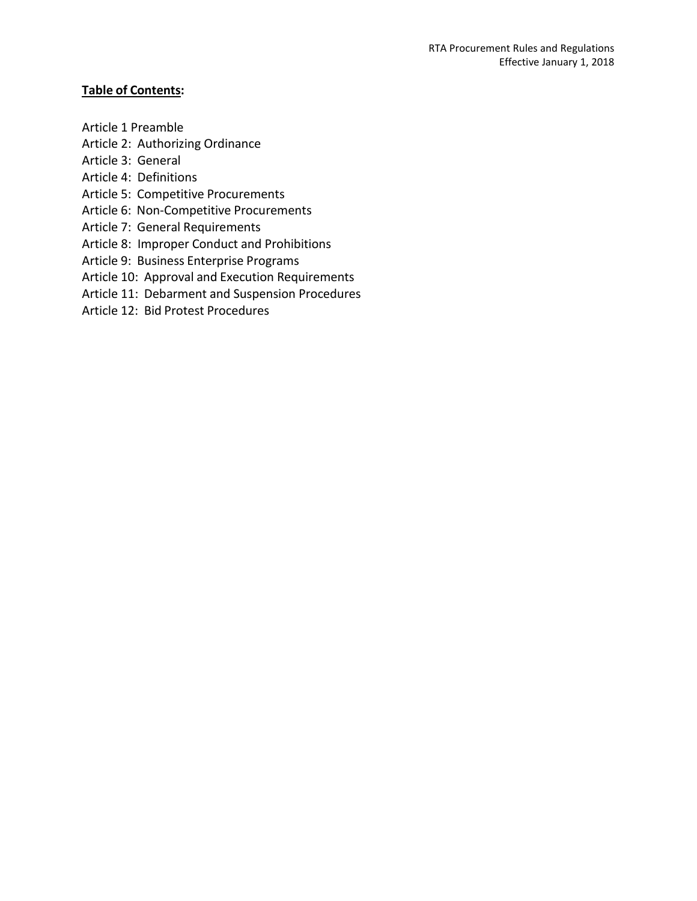**Table of Contents:**

Article 1 Preamble
Article 2: Authorizing Ordinance
Article 3: General
Article 4: Definitions
Article 5: Competitive Procurements
Article 6: Non-Competitive Procurements
Article 7: General Requirements
Article 8: Improper Conduct and Prohibitions
Article 9: Business Enterprise Programs
Article 10: Approval and Execution Requirements
Article 11: Debarment and Suspension Procedures
Article 12: Bid Protest Procedures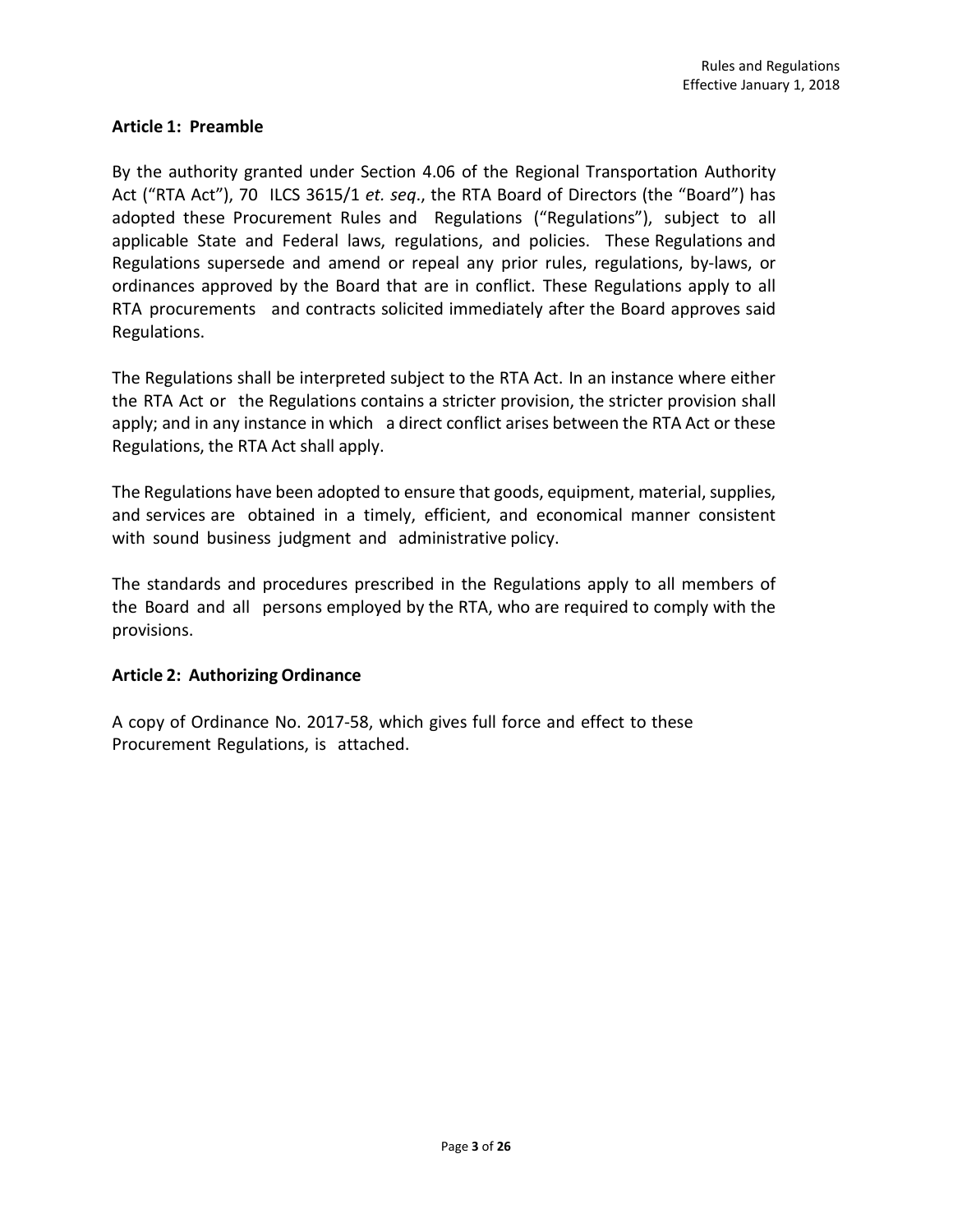## Article 1: Preamble

By the authority granted under Section 4.06 of the Regional Transportation Authority Act ("RTA Act"), 70 ILCS 3615/1 *et. seq*., the RTA Board of Directors (the "Board") has adopted these Procurement Rules and Regulations ("Regulations"), subject to all applicable State and Federal laws, regulations, and policies. These Regulations and Regulations supersede and amend or repeal any prior rules, regulations, by-laws, or ordinances approved by the Board that are in conflict. These Regulations apply to all RTA procurements and contracts solicited immediately after the Board approves said Regulations.

The Regulations shall be interpreted subject to the RTA Act. In an instance where either the RTA Act or the Regulations contains a stricter provision, the stricter provision shall apply; and in any instance in which a direct conflict arises between the RTA Act or these Regulations, the RTA Act shall apply.

The Regulations have been adopted to ensure that goods, equipment, material, supplies, and services are obtained in a timely, efficient, and economical manner consistent with sound business judgment and administrative policy.

The standards and procedures prescribed in the Regulations apply to all members of the Board and all persons employed by the RTA, who are required to comply with the provisions.

## Article 2: Authorizing Ordinance

A copy of Ordinance No. 2017-58, which gives full force and effect to these Procurement Regulations, is attached.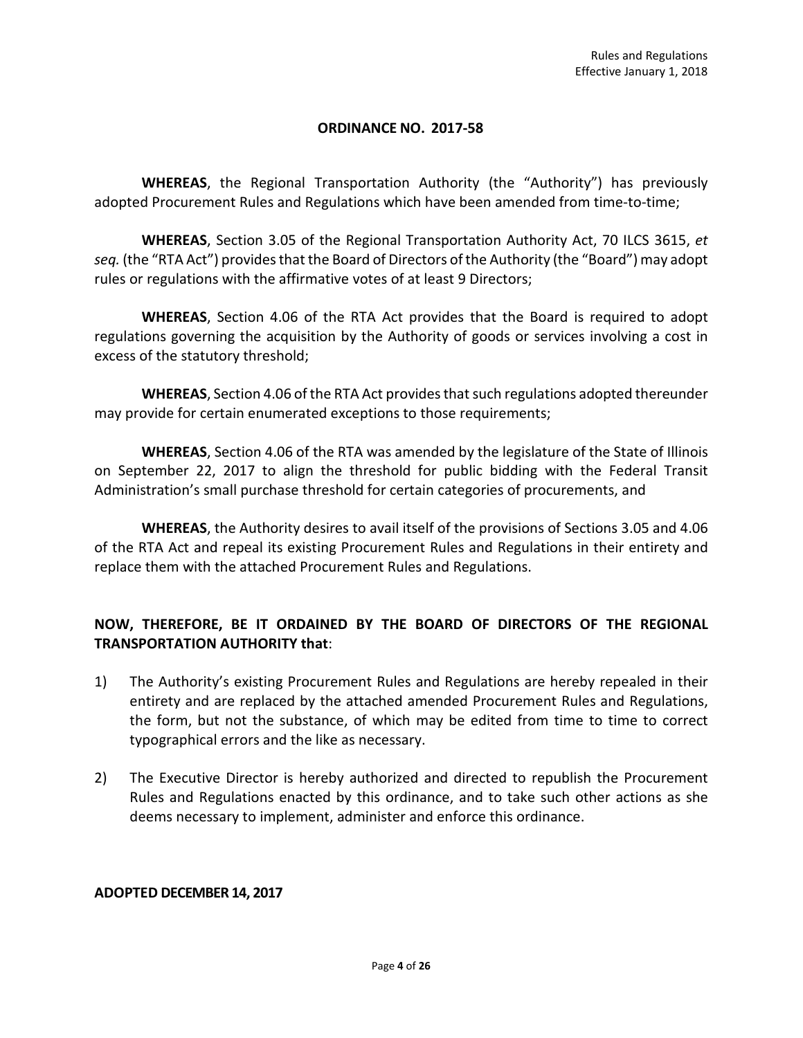## ORDINANCE NO. 2017-58

**WHEREAS**, the Regional Transportation Authority (the "Authority") has previously adopted Procurement Rules and Regulations which have been amended from time-to-time;

**WHEREAS**, Section 3.05 of the Regional Transportation Authority Act, 70 ILCS 3615, *et seq.* (the "RTA Act") provides that the Board of Directors of the Authority (the "Board") may adopt rules or regulations with the affirmative votes of at least 9 Directors;

**WHEREAS**, Section 4.06 of the RTA Act provides that the Board is required to adopt regulations governing the acquisition by the Authority of goods or services involving a cost in excess of the statutory threshold;

**WHEREAS**, Section 4.06 of the RTA Act provides that such regulations adopted thereunder may provide for certain enumerated exceptions to those requirements;

**WHEREAS**, Section 4.06 of the RTA was amended by the legislature of the State of Illinois on September 22, 2017 to align the threshold for public bidding with the Federal Transit Administration's small purchase threshold for certain categories of procurements, and

**WHEREAS**, the Authority desires to avail itself of the provisions of Sections 3.05 and 4.06 of the RTA Act and repeal its existing Procurement Rules and Regulations in their entirety and replace them with the attached Procurement Rules and Regulations.

**NOW, THEREFORE, BE IT ORDAINED BY THE BOARD OF DIRECTORS OF THE REGIONAL TRANSPORTATION AUTHORITY that**:

1) The Authority's existing Procurement Rules and Regulations are hereby repealed in their entirety and are replaced by the attached amended Procurement Rules and Regulations, the form, but not the substance, of which may be edited from time to time to correct typographical errors and the like as necessary.

2) The Executive Director is hereby authorized and directed to republish the Procurement Rules and Regulations enacted by this ordinance, and to take such other actions as she deems necessary to implement, administer and enforce this ordinance.

**ADOPTED DECEMBER 14, 2017**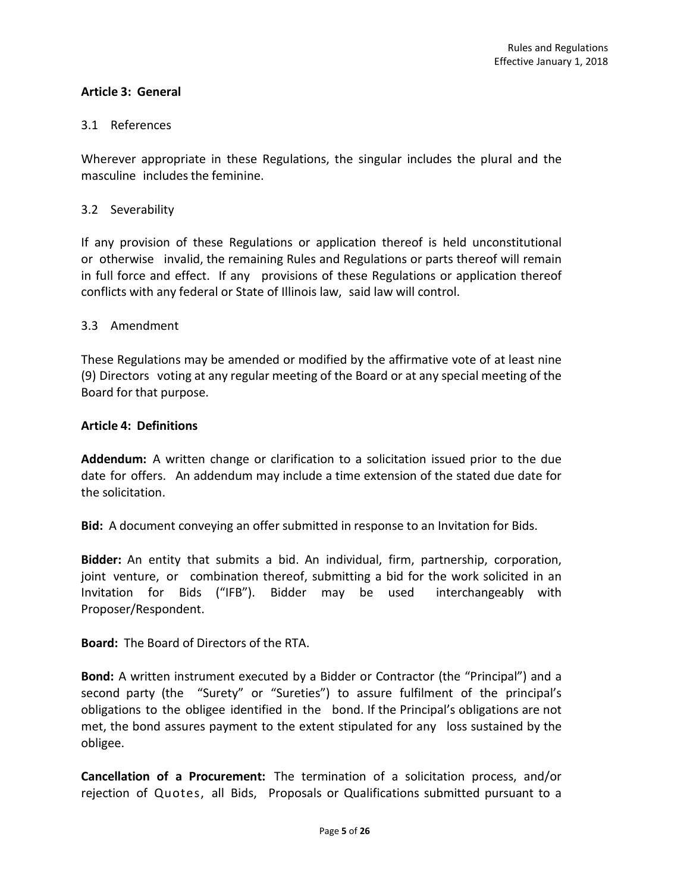**Article 3: General**

3.1 References

Wherever appropriate in these Regulations, the singular includes the plural and the masculine includes the feminine.

3.2 Severability

If any provision of these Regulations or application thereof is held unconstitutional or otherwise invalid, the remaining Rules and Regulations or parts thereof will remain in full force and effect. If any provisions of these Regulations or application thereof conflicts with any federal or State of Illinois law, said law will control.

3.3 Amendment

These Regulations may be amended or modified by the affirmative vote of at least nine (9) Directors voting at any regular meeting of the Board or at any special meeting of the Board for that purpose.

**Article 4: Definitions**

**Addendum:** A written change or clarification to a solicitation issued prior to the due date for offers. An addendum may include a time extension of the stated due date for the solicitation.

**Bid:** A document conveying an offer submitted in response to an Invitation for Bids.

**Bidder:** An entity that submits a bid. An individual, firm, partnership, corporation, joint venture, or combination thereof, submitting a bid for the work solicited in an Invitation for Bids ("IFB"). Bidder may be used interchangeably with Proposer/Respondent.

**Board:** The Board of Directors of the RTA.

**Bond:** A written instrument executed by a Bidder or Contractor (the "Principal") and a second party (the "Surety" or "Sureties") to assure fulfilment of the principal's obligations to the obligee identified in the bond. If the Principal's obligations are not met, the bond assures payment to the extent stipulated for any loss sustained by the obligee.

**Cancellation of a Procurement:** The termination of a solicitation process, and/or rejection of Quotes, all Bids, Proposals or Qualifications submitted pursuant to a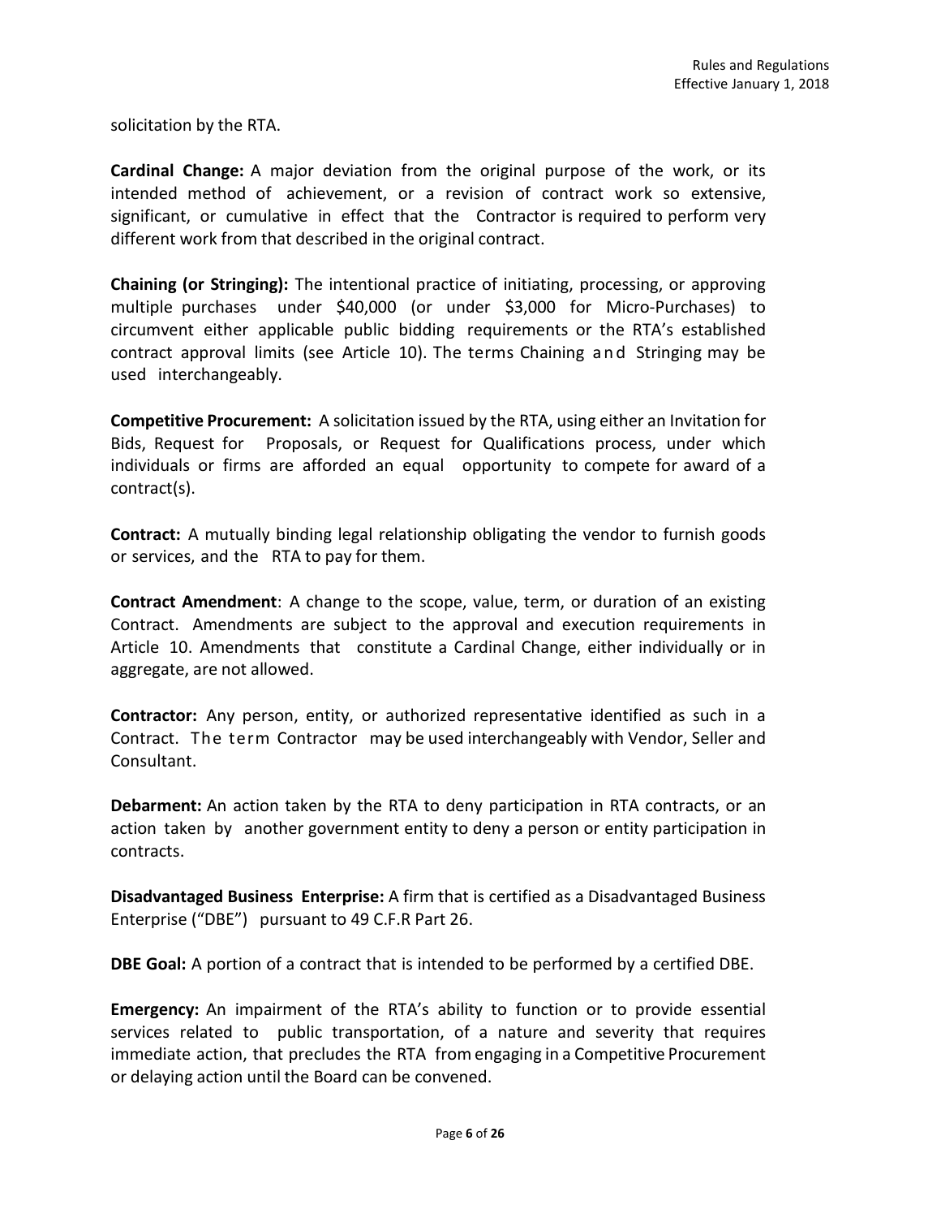solicitation by the RTA.

**Cardinal Change:** A major deviation from the original purpose of the work, or its intended method of achievement, or a revision of contract work so extensive, significant, or cumulative in effect that the Contractor is required to perform very different work from that described in the original contract.

**Chaining (or Stringing):** The intentional practice of initiating, processing, or approving multiple purchases under $40,000 (or under $3,000 for Micro-Purchases) to circumvent either applicable public bidding requirements or the RTA's established contract approval limits (see Article 10). The terms Chaining and Stringing may be used interchangeably.

**Competitive Procurement:** A solicitation issued by the RTA, using either an Invitation for Bids, Request for Proposals, or Request for Qualifications process, under which individuals or firms are afforded an equal opportunity to compete for award of a contract(s).

**Contract:** A mutually binding legal relationship obligating the vendor to furnish goods or services, and the RTA to pay for them.

**Contract Amendment**: A change to the scope, value, term, or duration of an existing Contract. Amendments are subject to the approval and execution requirements in Article 10. Amendments that constitute a Cardinal Change, either individually or in aggregate, are not allowed.

**Contractor:** Any person, entity, or authorized representative identified as such in a Contract. The term Contractor may be used interchangeably with Vendor, Seller and Consultant.

**Debarment:** An action taken by the RTA to deny participation in RTA contracts, or an action taken by another government entity to deny a person or entity participation in contracts.

**Disadvantaged Business Enterprise:** A firm that is certified as a Disadvantaged Business Enterprise ("DBE") pursuant to 49 C.F.R Part 26.

**DBE Goal:** A portion of a contract that is intended to be performed by a certified DBE.

**Emergency:** An impairment of the RTA's ability to function or to provide essential services related to public transportation, of a nature and severity that requires immediate action, that precludes the RTA from engaging in a Competitive Procurement or delaying action until the Board can be convened.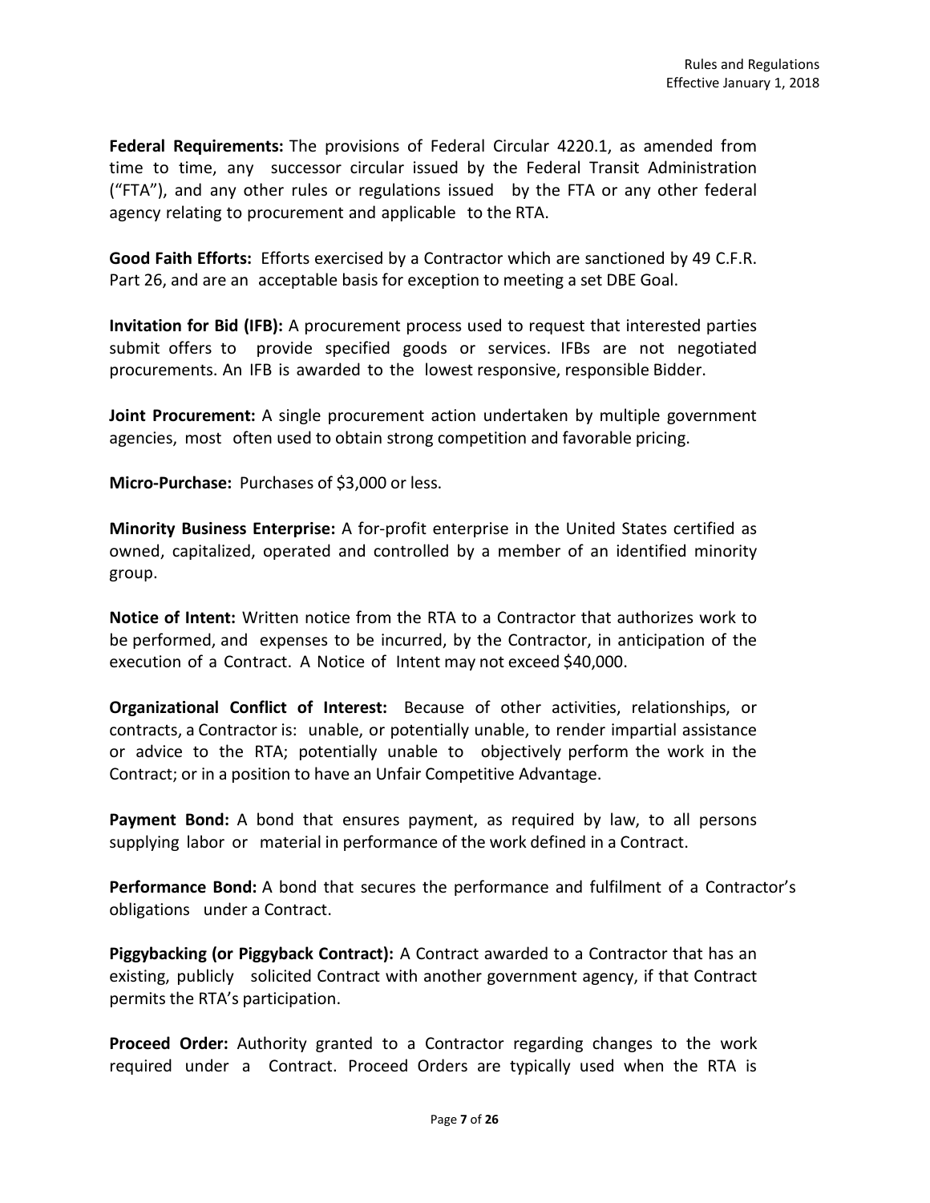**Federal Requirements:** The provisions of Federal Circular 4220.1, as amended from time to time, any successor circular issued by the Federal Transit Administration ("FTA"), and any other rules or regulations issued by the FTA or any other federal agency relating to procurement and applicable to the RTA.

**Good Faith Efforts:** Efforts exercised by a Contractor which are sanctioned by 49 C.F.R. Part 26, and are an acceptable basis for exception to meeting a set DBE Goal.

**Invitation for Bid (IFB):** A procurement process used to request that interested parties submit offers to provide specified goods or services. IFBs are not negotiated procurements. An IFB is awarded to the lowest responsive, responsible Bidder.

**Joint Procurement:** A single procurement action undertaken by multiple government agencies, most often used to obtain strong competition and favorable pricing.

**Micro-Purchase:** Purchases of $3,000 or less.

**Minority Business Enterprise:** A for-profit enterprise in the United States certified as owned, capitalized, operated and controlled by a member of an identified minority group.

**Notice of Intent:** Written notice from the RTA to a Contractor that authorizes work to be performed, and expenses to be incurred, by the Contractor, in anticipation of the execution of a Contract. A Notice of Intent may not exceed $40,000.

**Organizational Conflict of Interest:** Because of other activities, relationships, or contracts, a Contractor is: unable, or potentially unable, to render impartial assistance or advice to the RTA; potentially unable to objectively perform the work in the Contract; or in a position to have an Unfair Competitive Advantage.

**Payment Bond:** A bond that ensures payment, as required by law, to all persons supplying labor or material in performance of the work defined in a Contract.

**Performance Bond:** A bond that secures the performance and fulfilment of a Contractor's obligations under a Contract.

**Piggybacking (or Piggyback Contract):** A Contract awarded to a Contractor that has an existing, publicly solicited Contract with another government agency, if that Contract permits the RTA's participation.

**Proceed Order:** Authority granted to a Contractor regarding changes to the work required under a Contract. Proceed Orders are typically used when the RTA is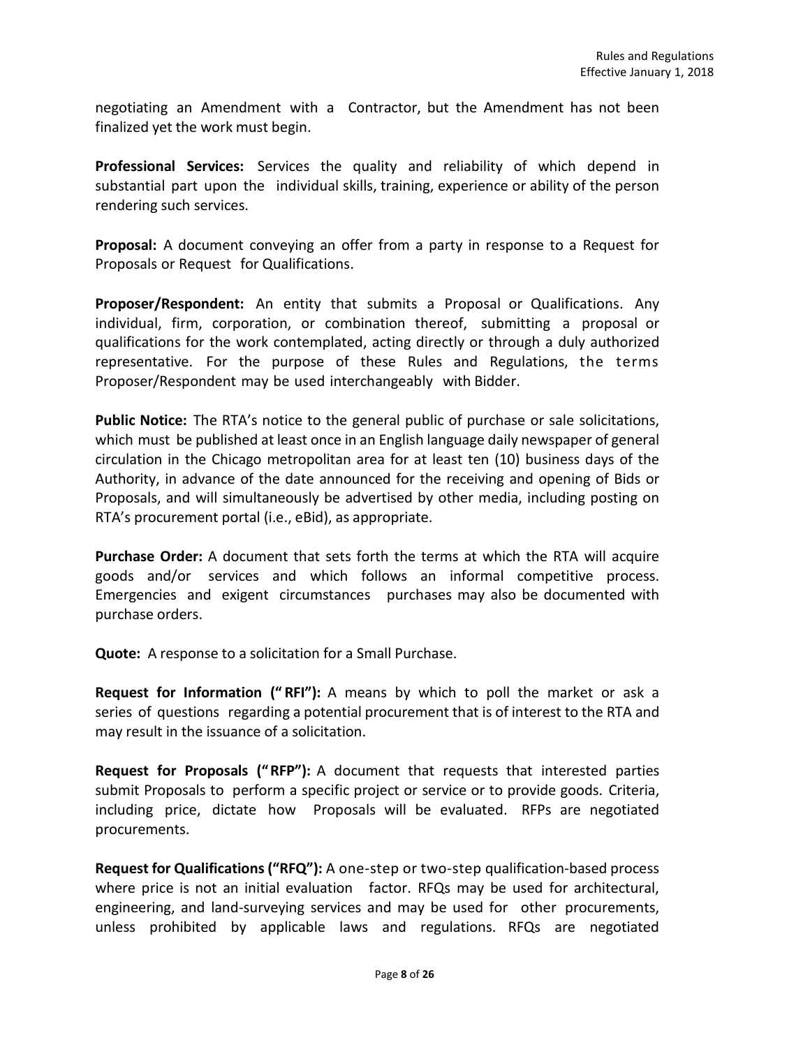negotiating an Amendment with a Contractor, but the Amendment has not been finalized yet the work must begin.

**Professional Services:** Services the quality and reliability of which depend in substantial part upon the individual skills, training, experience or ability of the person rendering such services.

**Proposal:** A document conveying an offer from a party in response to a Request for Proposals or Request for Qualifications.

**Proposer/Respondent:** An entity that submits a Proposal or Qualifications. Any individual, firm, corporation, or combination thereof, submitting a proposal or qualifications for the work contemplated, acting directly or through a duly authorized representative. For the purpose of these Rules and Regulations, the terms Proposer/Respondent may be used interchangeably with Bidder.

**Public Notice:** The RTA's notice to the general public of purchase or sale solicitations, which must be published at least once in an English language daily newspaper of general circulation in the Chicago metropolitan area for at least ten (10) business days of the Authority, in advance of the date announced for the receiving and opening of Bids or Proposals, and will simultaneously be advertised by other media, including posting on RTA's procurement portal (i.e., eBid), as appropriate.

**Purchase Order:** A document that sets forth the terms at which the RTA will acquire goods and/or services and which follows an informal competitive process. Emergencies and exigent circumstances purchases may also be documented with purchase orders.

**Quote:** A response to a solicitation for a Small Purchase.

**Request for Information ("RFI"):** A means by which to poll the market or ask a series of questions regarding a potential procurement that is of interest to the RTA and may result in the issuance of a solicitation.

**Request for Proposals ("RFP"):** A document that requests that interested parties submit Proposals to perform a specific project or service or to provide goods. Criteria, including price, dictate how Proposals will be evaluated. RFPs are negotiated procurements.

**Request for Qualifications ("RFQ"):** A one-step or two-step qualification-based process where price is not an initial evaluation factor. RFQs may be used for architectural, engineering, and land-surveying services and may be used for other procurements, unless prohibited by applicable laws and regulations. RFQs are negotiated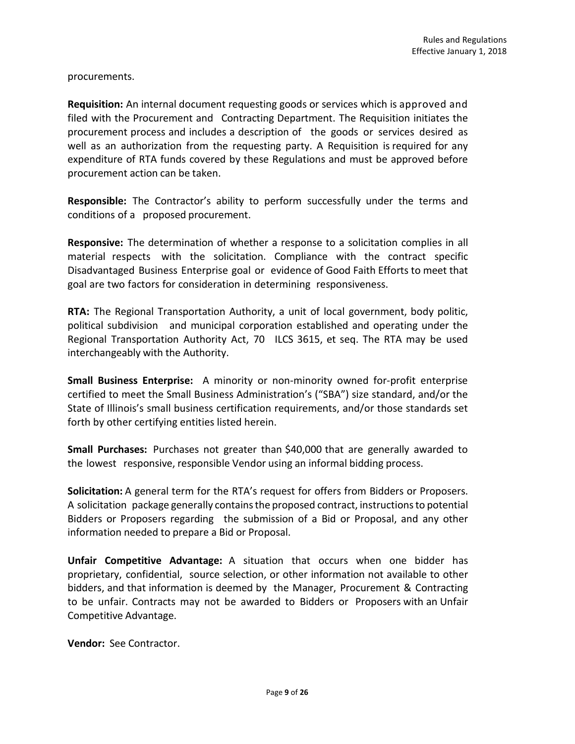procurements.

**Requisition:** An internal document requesting goods or services which is approved and filed with the Procurement and Contracting Department. The Requisition initiates the procurement process and includes a description of the goods or services desired as well as an authorization from the requesting party. A Requisition is required for any expenditure of RTA funds covered by these Regulations and must be approved before procurement action can be taken.

**Responsible:** The Contractor's ability to perform successfully under the terms and conditions of a proposed procurement.

**Responsive:** The determination of whether a response to a solicitation complies in all material respects with the solicitation. Compliance with the contract specific Disadvantaged Business Enterprise goal or evidence of Good Faith Efforts to meet that goal are two factors for consideration in determining responsiveness.

**RTA:** The Regional Transportation Authority, a unit of local government, body politic, political subdivision and municipal corporation established and operating under the Regional Transportation Authority Act, 70 ILCS 3615, et seq. The RTA may be used interchangeably with the Authority.

**Small Business Enterprise:** A minority or non-minority owned for-profit enterprise certified to meet the Small Business Administration's ("SBA") size standard, and/or the State of Illinois's small business certification requirements, and/or those standards set forth by other certifying entities listed herein.

**Small Purchases:** Purchases not greater than $40,000 that are generally awarded to the lowest responsive, responsible Vendor using an informal bidding process.

**Solicitation:** A general term for the RTA's request for offers from Bidders or Proposers. A solicitation package generally contains the proposed contract, instructions to potential Bidders or Proposers regarding the submission of a Bid or Proposal, and any other information needed to prepare a Bid or Proposal.

**Unfair Competitive Advantage:** A situation that occurs when one bidder has proprietary, confidential, source selection, or other information not available to other bidders, and that information is deemed by the Manager, Procurement & Contracting to be unfair. Contracts may not be awarded to Bidders or Proposers with an Unfair Competitive Advantage.

**Vendor:** See Contractor.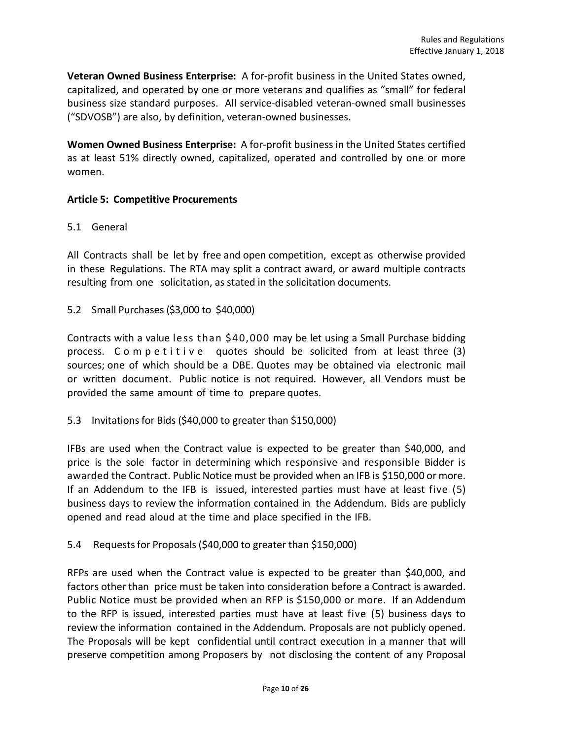**Veteran Owned Business Enterprise:** A for-profit business in the United States owned, capitalized, and operated by one or more veterans and qualifies as "small" for federal business size standard purposes. All service-disabled veteran-owned small businesses ("SDVOSB") are also, by definition, veteran-owned businesses.

**Women Owned Business Enterprise:** A for-profit business in the United States certified as at least 51% directly owned, capitalized, operated and controlled by one or more women.

**Article 5: Competitive Procurements**

5.1 General

All Contracts shall be let by free and open competition, except as otherwise provided in these Regulations. The RTA may split a contract award, or award multiple contracts resulting from one solicitation, as stated in the solicitation documents.

5.2 Small Purchases ($3,000 to $40,000)

Contracts with a value less than $40,000 may be let using a Small Purchase bidding process. Competitive quotes should be solicited from at least three (3) sources; one of which should be a DBE. Quotes may be obtained via electronic mail or written document. Public notice is not required. However, all Vendors must be provided the same amount of time to prepare quotes.

5.3 Invitations for Bids ($40,000 to greater than $150,000)

IFBs are used when the Contract value is expected to be greater than $40,000, and price is the sole factor in determining which responsive and responsible Bidder is awarded the Contract. Public Notice must be provided when an IFB is $150,000 or more. If an Addendum to the IFB is issued, interested parties must have at least five (5) business days to review the information contained in the Addendum. Bids are publicly opened and read aloud at the time and place specified in the IFB.

5.4 Requests for Proposals ($40,000 to greater than $150,000)

RFPs are used when the Contract value is expected to be greater than $40,000, and factors other than price must be taken into consideration before a Contract is awarded. Public Notice must be provided when an RFP is $150,000 or more. If an Addendum to the RFP is issued, interested parties must have at least five (5) business days to review the information contained in the Addendum. Proposals are not publicly opened. The Proposals will be kept confidential until contract execution in a manner that will preserve competition among Proposers by not disclosing the content of any Proposal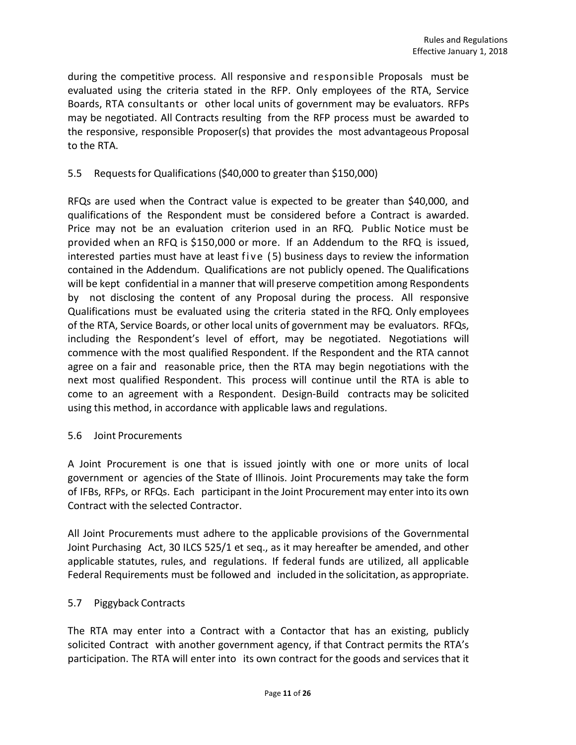during the competitive process. All responsive and responsible Proposals must be evaluated using the criteria stated in the RFP. Only employees of the RTA, Service Boards, RTA consultants or other local units of government may be evaluators. RFPs may be negotiated. All Contracts resulting from the RFP process must be awarded to the responsive, responsible Proposer(s) that provides the most advantageous Proposal to the RTA.

### 5.5 Requests for Qualifications ($40,000 to greater than $150,000)

RFQs are used when the Contract value is expected to be greater than $40,000, and qualifications of the Respondent must be considered before a Contract is awarded. Price may not be an evaluation criterion used in an RFQ. Public Notice must be provided when an RFQ is $150,000 or more. If an Addendum to the RFQ is issued, interested parties must have at least five (5) business days to review the information contained in the Addendum. Qualifications are not publicly opened. The Qualifications will be kept confidential in a manner that will preserve competition among Respondents by not disclosing the content of any Proposal during the process. All responsive Qualifications must be evaluated using the criteria stated in the RFQ. Only employees of the RTA, Service Boards, or other local units of government may be evaluators. RFQs, including the Respondent's level of effort, may be negotiated. Negotiations will commence with the most qualified Respondent. If the Respondent and the RTA cannot agree on a fair and reasonable price, then the RTA may begin negotiations with the next most qualified Respondent. This process will continue until the RTA is able to come to an agreement with a Respondent. Design-Build contracts may be solicited using this method, in accordance with applicable laws and regulations.

### 5.6 Joint Procurements

A Joint Procurement is one that is issued jointly with one or more units of local government or agencies of the State of Illinois. Joint Procurements may take the form of IFBs, RFPs, or RFQs. Each participant in the Joint Procurement may enter into its own Contract with the selected Contractor.

All Joint Procurements must adhere to the applicable provisions of the Governmental Joint Purchasing Act, 30 ILCS 525/1 et seq., as it may hereafter be amended, and other applicable statutes, rules, and regulations. If federal funds are utilized, all applicable Federal Requirements must be followed and included in the solicitation, as appropriate.

### 5.7 Piggyback Contracts

The RTA may enter into a Contract with a Contactor that has an existing, publicly solicited Contract with another government agency, if that Contract permits the RTA's participation. The RTA will enter into its own contract for the goods and services that it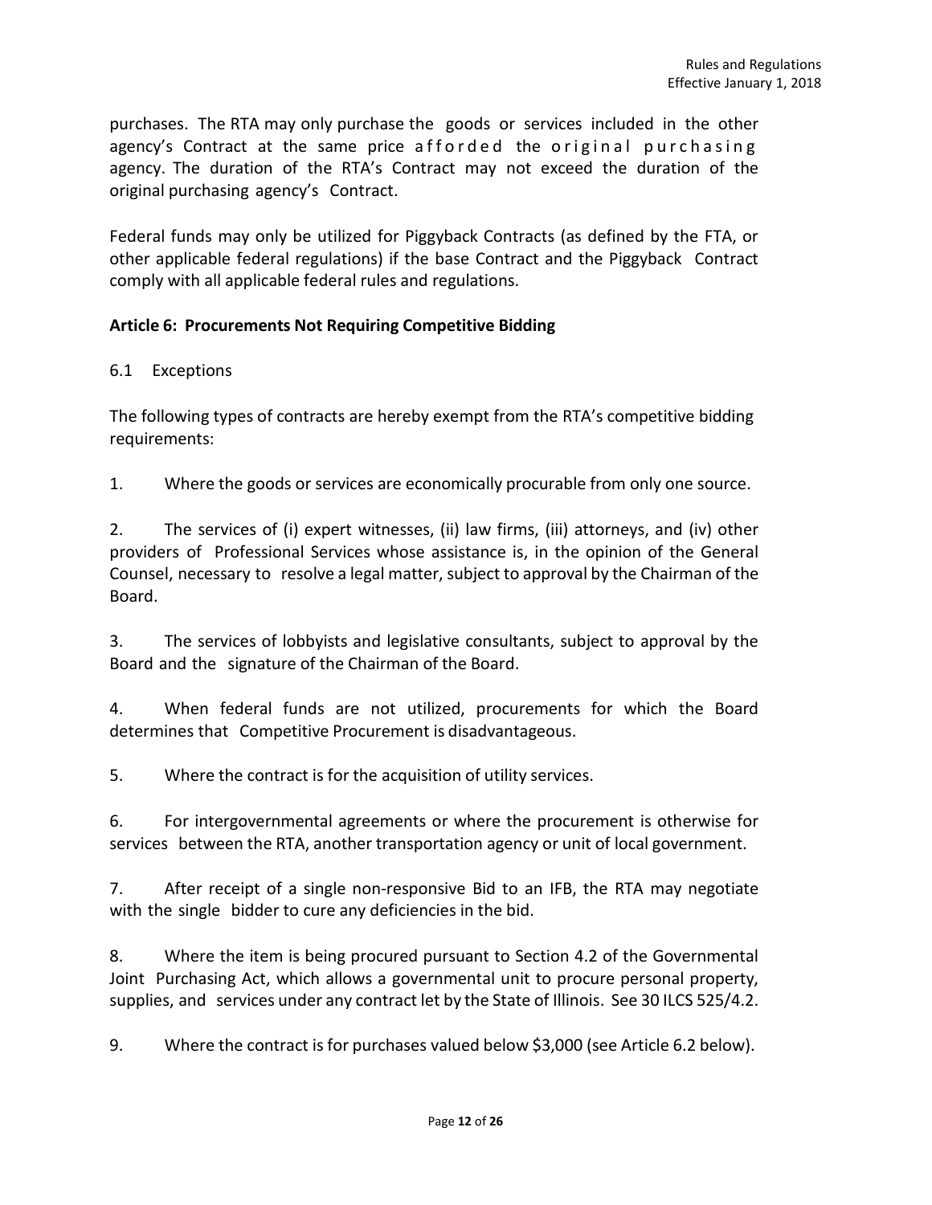purchases. The RTA may only purchase the goods or services included in the other agency's Contract at the same price afforded the original purchasing agency. The duration of the RTA's Contract may not exceed the duration of the original purchasing agency's Contract.

Federal funds may only be utilized for Piggyback Contracts (as defined by the FTA, or other applicable federal regulations) if the base Contract and the Piggyback Contract comply with all applicable federal rules and regulations.

**Article 6: Procurements Not Requiring Competitive Bidding**

6.1 Exceptions

The following types of contracts are hereby exempt from the RTA's competitive bidding requirements:

1. Where the goods or services are economically procurable from only one source.

2. The services of (i) expert witnesses, (ii) law firms, (iii) attorneys, and (iv) other providers of Professional Services whose assistance is, in the opinion of the General Counsel, necessary to resolve a legal matter, subject to approval by the Chairman of the Board.

3. The services of lobbyists and legislative consultants, subject to approval by the Board and the signature of the Chairman of the Board.

4. When federal funds are not utilized, procurements for which the Board determines that Competitive Procurement is disadvantageous.

5. Where the contract is for the acquisition of utility services.

6. For intergovernmental agreements or where the procurement is otherwise for services between the RTA, another transportation agency or unit of local government.

7. After receipt of a single non-responsive Bid to an IFB, the RTA may negotiate with the single bidder to cure any deficiencies in the bid.

8. Where the item is being procured pursuant to Section 4.2 of the Governmental Joint Purchasing Act, which allows a governmental unit to procure personal property, supplies, and services under any contract let by the State of Illinois. See 30 ILCS 525/4.2.

9. Where the contract is for purchases valued below $3,000 (see Article 6.2 below).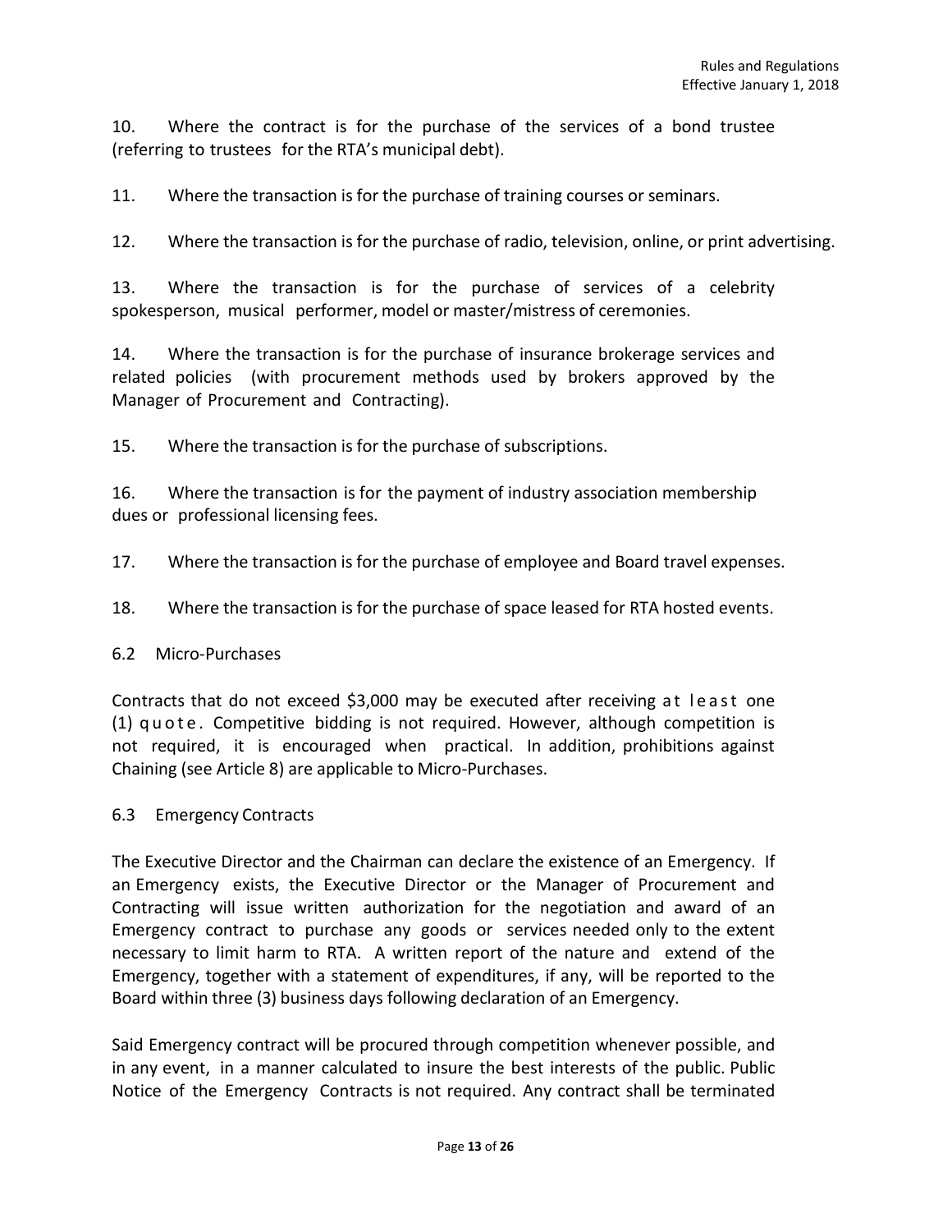10. Where the contract is for the purchase of the services of a bond trustee (referring to trustees for the RTA's municipal debt).

11. Where the transaction is for the purchase of training courses or seminars.

12. Where the transaction is for the purchase of radio, television, online, or print advertising.

13. Where the transaction is for the purchase of services of a celebrity spokesperson, musical performer, model or master/mistress of ceremonies.

14. Where the transaction is for the purchase of insurance brokerage services and related policies (with procurement methods used by brokers approved by the Manager of Procurement and Contracting).

15. Where the transaction is for the purchase of subscriptions.

16. Where the transaction is for the payment of industry association membership dues or professional licensing fees.

17. Where the transaction is for the purchase of employee and Board travel expenses.

18. Where the transaction is for the purchase of space leased for RTA hosted events.

### 6.2 Micro-Purchases

Contracts that do not exceed $3,000 may be executed after receiving at least one (1) quote. Competitive bidding is not required. However, although competition is not required, it is encouraged when practical. In addition, prohibitions against Chaining (see Article 8) are applicable to Micro-Purchases.

### 6.3 Emergency Contracts

The Executive Director and the Chairman can declare the existence of an Emergency. If an Emergency exists, the Executive Director or the Manager of Procurement and Contracting will issue written authorization for the negotiation and award of an Emergency contract to purchase any goods or services needed only to the extent necessary to limit harm to RTA. A written report of the nature and extend of the Emergency, together with a statement of expenditures, if any, will be reported to the Board within three (3) business days following declaration of an Emergency.

Said Emergency contract will be procured through competition whenever possible, and in any event, in a manner calculated to insure the best interests of the public. Public Notice of the Emergency Contracts is not required. Any contract shall be terminated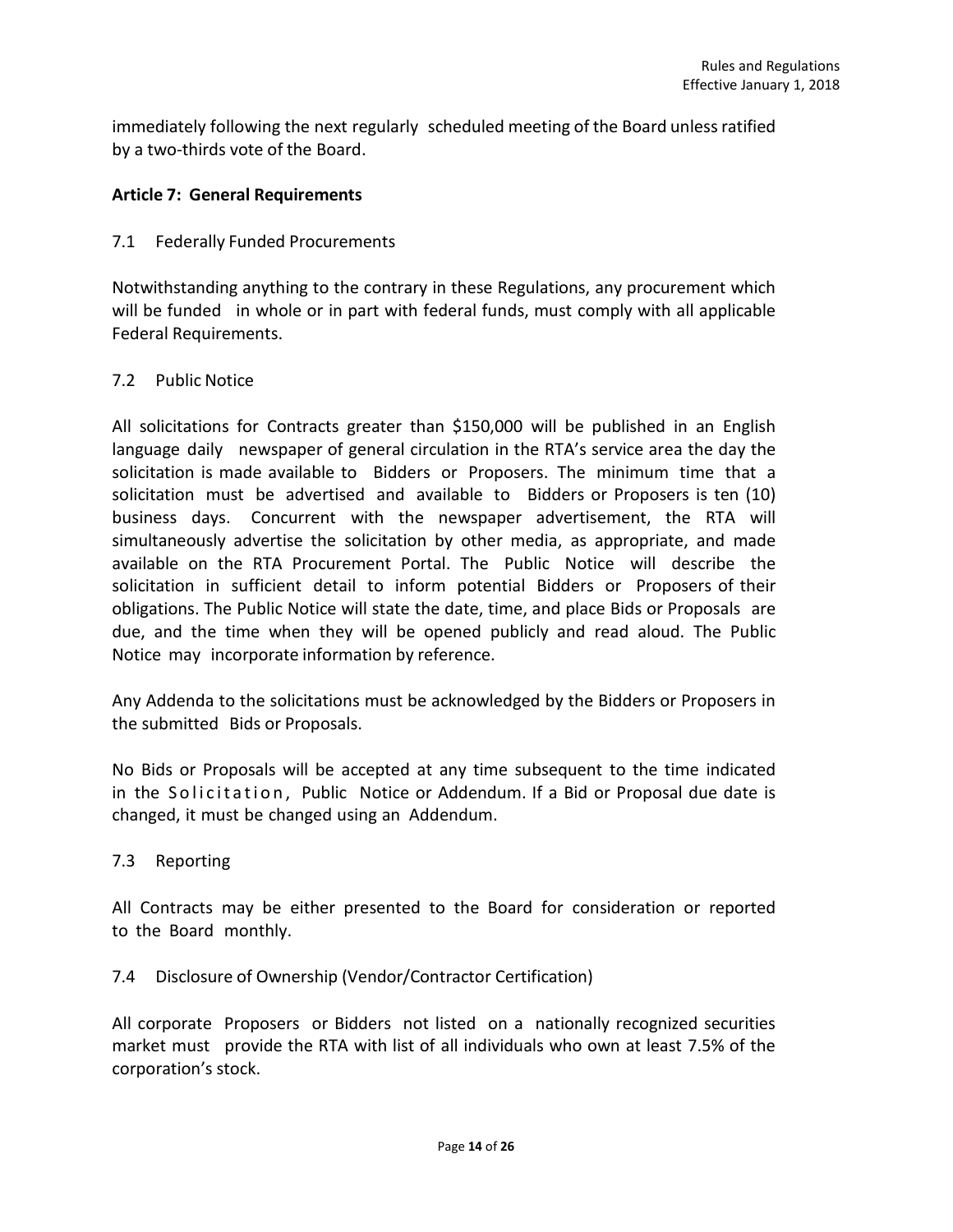immediately following the next regularly scheduled meeting of the Board unless ratified by a two-thirds vote of the Board.

## Article 7: General Requirements

### 7.1 Federally Funded Procurements

Notwithstanding anything to the contrary in these Regulations, any procurement which will be funded in whole or in part with federal funds, must comply with all applicable Federal Requirements.

### 7.2 Public Notice

All solicitations for Contracts greater than $150,000 will be published in an English language daily newspaper of general circulation in the RTA's service area the day the solicitation is made available to Bidders or Proposers. The minimum time that a solicitation must be advertised and available to Bidders or Proposers is ten (10) business days. Concurrent with the newspaper advertisement, the RTA will simultaneously advertise the solicitation by other media, as appropriate, and made available on the RTA Procurement Portal. The Public Notice will describe the solicitation in sufficient detail to inform potential Bidders or Proposers of their obligations. The Public Notice will state the date, time, and place Bids or Proposals are due, and the time when they will be opened publicly and read aloud. The Public Notice may incorporate information by reference.

Any Addenda to the solicitations must be acknowledged by the Bidders or Proposers in the submitted Bids or Proposals.

No Bids or Proposals will be accepted at any time subsequent to the time indicated in the Solicitation, Public Notice or Addendum. If a Bid or Proposal due date is changed, it must be changed using an Addendum.

### 7.3 Reporting

All Contracts may be either presented to the Board for consideration or reported to the Board monthly.

### 7.4 Disclosure of Ownership (Vendor/Contractor Certification)

All corporate Proposers or Bidders not listed on a nationally recognized securities market must provide the RTA with list of all individuals who own at least 7.5% of the corporation's stock.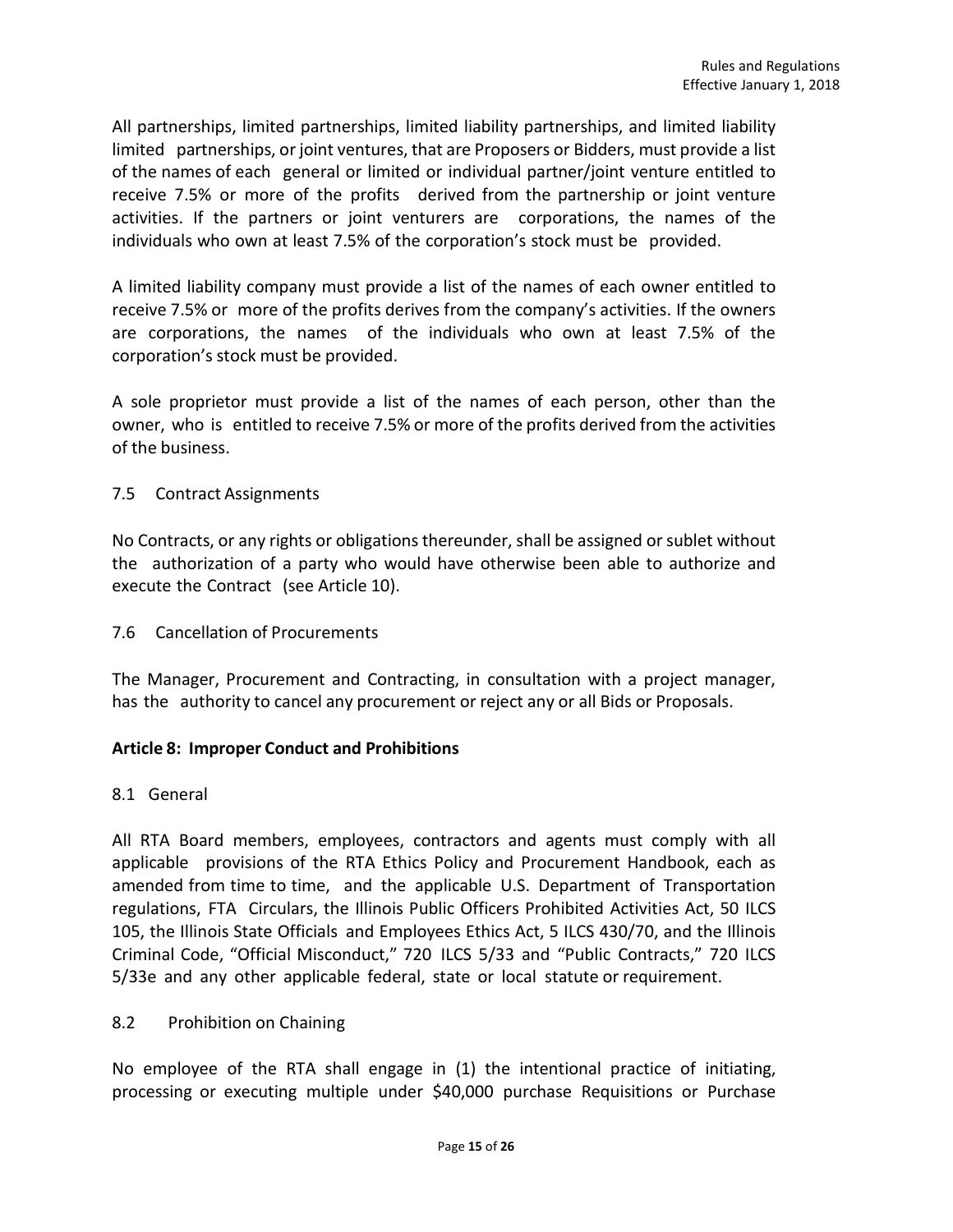All partnerships, limited partnerships, limited liability partnerships, and limited liability limited partnerships, or joint ventures, that are Proposers or Bidders, must provide a list of the names of each general or limited or individual partner/joint venture entitled to receive 7.5% or more of the profits derived from the partnership or joint venture activities. If the partners or joint venturers are corporations, the names of the individuals who own at least 7.5% of the corporation's stock must be provided.

A limited liability company must provide a list of the names of each owner entitled to receive 7.5% or more of the profits derives from the company's activities. If the owners are corporations, the names of the individuals who own at least 7.5% of the corporation's stock must be provided.

A sole proprietor must provide a list of the names of each person, other than the owner, who is entitled to receive 7.5% or more of the profits derived from the activities of the business.

### 7.5 Contract Assignments

No Contracts, or any rights or obligations thereunder, shall be assigned or sublet without the authorization of a party who would have otherwise been able to authorize and execute the Contract (see Article 10).

### 7.6 Cancellation of Procurements

The Manager, Procurement and Contracting, in consultation with a project manager, has the authority to cancel any procurement or reject any or all Bids or Proposals.

## Article 8: Improper Conduct and Prohibitions

### 8.1 General

All RTA Board members, employees, contractors and agents must comply with all applicable provisions of the RTA Ethics Policy and Procurement Handbook, each as amended from time to time, and the applicable U.S. Department of Transportation regulations, FTA Circulars, the Illinois Public Officers Prohibited Activities Act, 50 ILCS 105, the Illinois State Officials and Employees Ethics Act, 5 ILCS 430/70, and the Illinois Criminal Code, "Official Misconduct," 720 ILCS 5/33 and "Public Contracts," 720 ILCS 5/33e and any other applicable federal, state or local statute or requirement.

### 8.2 Prohibition on Chaining

No employee of the RTA shall engage in (1) the intentional practice of initiating, processing or executing multiple under $40,000 purchase Requisitions or Purchase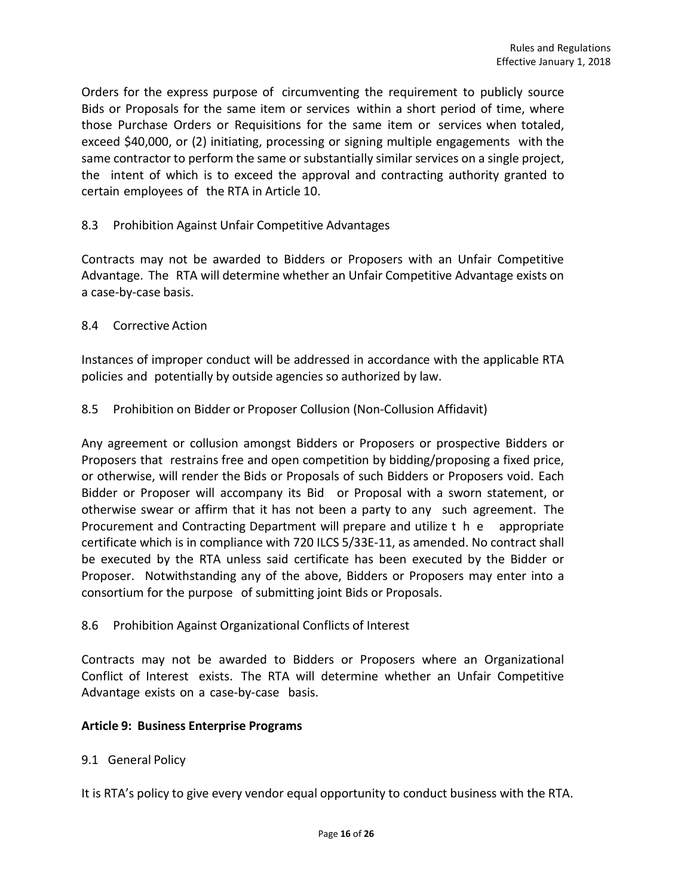Orders for the express purpose of circumventing the requirement to publicly source Bids or Proposals for the same item or services within a short period of time, where those Purchase Orders or Requisitions for the same item or services when totaled, exceed $40,000, or (2) initiating, processing or signing multiple engagements with the same contractor to perform the same or substantially similar services on a single project, the intent of which is to exceed the approval and contracting authority granted to certain employees of the RTA in Article 10.

8.3 Prohibition Against Unfair Competitive Advantages

Contracts may not be awarded to Bidders or Proposers with an Unfair Competitive Advantage. The RTA will determine whether an Unfair Competitive Advantage exists on a case-by-case basis.

8.4 Corrective Action

Instances of improper conduct will be addressed in accordance with the applicable RTA policies and potentially by outside agencies so authorized by law.

8.5 Prohibition on Bidder or Proposer Collusion (Non-Collusion Affidavit)

Any agreement or collusion amongst Bidders or Proposers or prospective Bidders or Proposers that restrains free and open competition by bidding/proposing a fixed price, or otherwise, will render the Bids or Proposals of such Bidders or Proposers void. Each Bidder or Proposer will accompany its Bid or Proposal with a sworn statement, or otherwise swear or affirm that it has not been a party to any such agreement. The Procurement and Contracting Department will prepare and utilize the appropriate certificate which is in compliance with 720 ILCS 5/33E-11, as amended. No contract shall be executed by the RTA unless said certificate has been executed by the Bidder or Proposer. Notwithstanding any of the above, Bidders or Proposers may enter into a consortium for the purpose of submitting joint Bids or Proposals.

8.6 Prohibition Against Organizational Conflicts of Interest

Contracts may not be awarded to Bidders or Proposers where an Organizational Conflict of Interest exists. The RTA will determine whether an Unfair Competitive Advantage exists on a case-by-case basis.

**Article 9: Business Enterprise Programs**

9.1 General Policy

It is RTA's policy to give every vendor equal opportunity to conduct business with the RTA.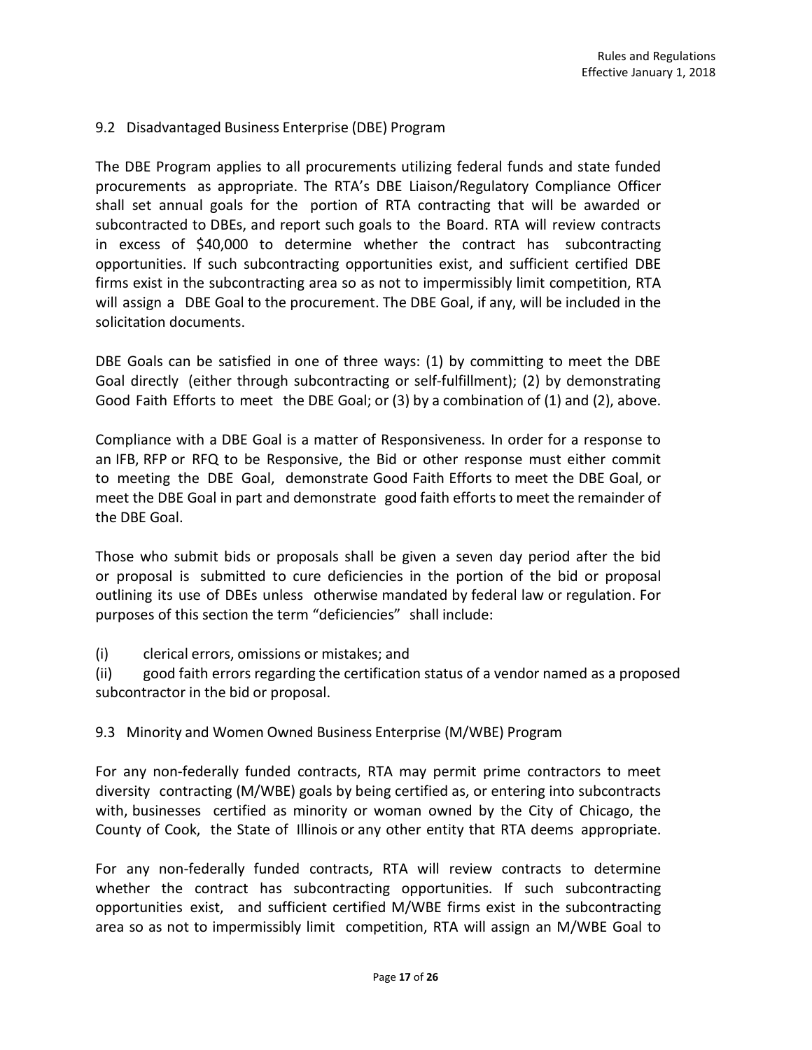## 9.2 Disadvantaged Business Enterprise (DBE) Program

The DBE Program applies to all procurements utilizing federal funds and state funded procurements as appropriate. The RTA's DBE Liaison/Regulatory Compliance Officer shall set annual goals for the portion of RTA contracting that will be awarded or subcontracted to DBEs, and report such goals to the Board. RTA will review contracts in excess of $40,000 to determine whether the contract has subcontracting opportunities. If such subcontracting opportunities exist, and sufficient certified DBE firms exist in the subcontracting area so as not to impermissibly limit competition, RTA will assign a DBE Goal to the procurement. The DBE Goal, if any, will be included in the solicitation documents.

DBE Goals can be satisfied in one of three ways: (1) by committing to meet the DBE Goal directly (either through subcontracting or self-fulfillment); (2) by demonstrating Good Faith Efforts to meet the DBE Goal; or (3) by a combination of (1) and (2), above.

Compliance with a DBE Goal is a matter of Responsiveness. In order for a response to an IFB, RFP or RFQ to be Responsive, the Bid or other response must either commit to meeting the DBE Goal, demonstrate Good Faith Efforts to meet the DBE Goal, or meet the DBE Goal in part and demonstrate good faith efforts to meet the remainder of the DBE Goal.

Those who submit bids or proposals shall be given a seven day period after the bid or proposal is submitted to cure deficiencies in the portion of the bid or proposal outlining its use of DBEs unless otherwise mandated by federal law or regulation. For purposes of this section the term "deficiencies" shall include:

(i) clerical errors, omissions or mistakes; and

(ii) good faith errors regarding the certification status of a vendor named as a proposed subcontractor in the bid or proposal.

## 9.3 Minority and Women Owned Business Enterprise (M/WBE) Program

For any non-federally funded contracts, RTA may permit prime contractors to meet diversity contracting (M/WBE) goals by being certified as, or entering into subcontracts with, businesses certified as minority or woman owned by the City of Chicago, the County of Cook, the State of Illinois or any other entity that RTA deems appropriate.

For any non-federally funded contracts, RTA will review contracts to determine whether the contract has subcontracting opportunities. If such subcontracting opportunities exist, and sufficient certified M/WBE firms exist in the subcontracting area so as not to impermissibly limit competition, RTA will assign an M/WBE Goal to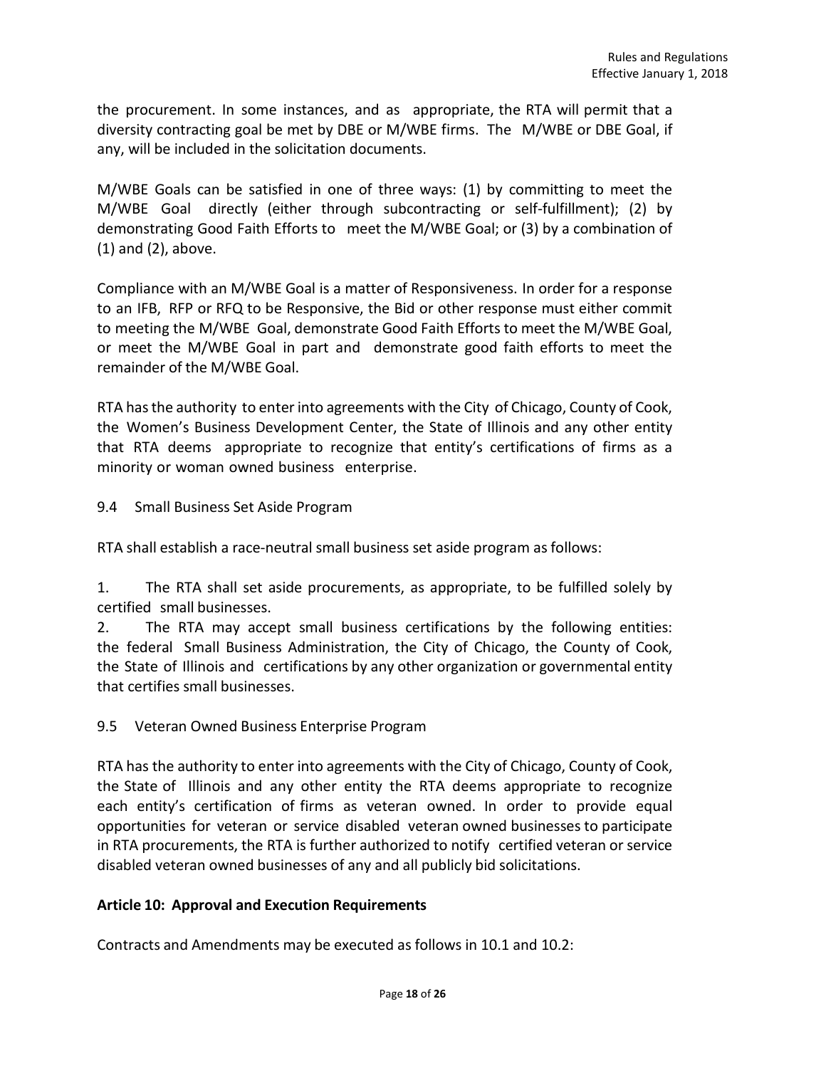the procurement. In some instances, and as appropriate, the RTA will permit that a diversity contracting goal be met by DBE or M/WBE firms. The M/WBE or DBE Goal, if any, will be included in the solicitation documents.

M/WBE Goals can be satisfied in one of three ways: (1) by committing to meet the M/WBE Goal directly (either through subcontracting or self-fulfillment); (2) by demonstrating Good Faith Efforts to meet the M/WBE Goal; or (3) by a combination of (1) and (2), above.

Compliance with an M/WBE Goal is a matter of Responsiveness. In order for a response to an IFB, RFP or RFQ to be Responsive, the Bid or other response must either commit to meeting the M/WBE Goal, demonstrate Good Faith Efforts to meet the M/WBE Goal, or meet the M/WBE Goal in part and demonstrate good faith efforts to meet the remainder of the M/WBE Goal.

RTA has the authority to enter into agreements with the City of Chicago, County of Cook, the Women's Business Development Center, the State of Illinois and any other entity that RTA deems appropriate to recognize that entity's certifications of firms as a minority or woman owned business enterprise.

9.4 Small Business Set Aside Program

RTA shall establish a race-neutral small business set aside program as follows:

1. The RTA shall set aside procurements, as appropriate, to be fulfilled solely by certified small businesses.
2. The RTA may accept small business certifications by the following entities: the federal Small Business Administration, the City of Chicago, the County of Cook, the State of Illinois and certifications by any other organization or governmental entity that certifies small businesses.

9.5 Veteran Owned Business Enterprise Program

RTA has the authority to enter into agreements with the City of Chicago, County of Cook, the State of Illinois and any other entity the RTA deems appropriate to recognize each entity's certification of firms as veteran owned. In order to provide equal opportunities for veteran or service disabled veteran owned businesses to participate in RTA procurements, the RTA is further authorized to notify certified veteran or service disabled veteran owned businesses of any and all publicly bid solicitations.

## Article 10: Approval and Execution Requirements

Contracts and Amendments may be executed as follows in 10.1 and 10.2: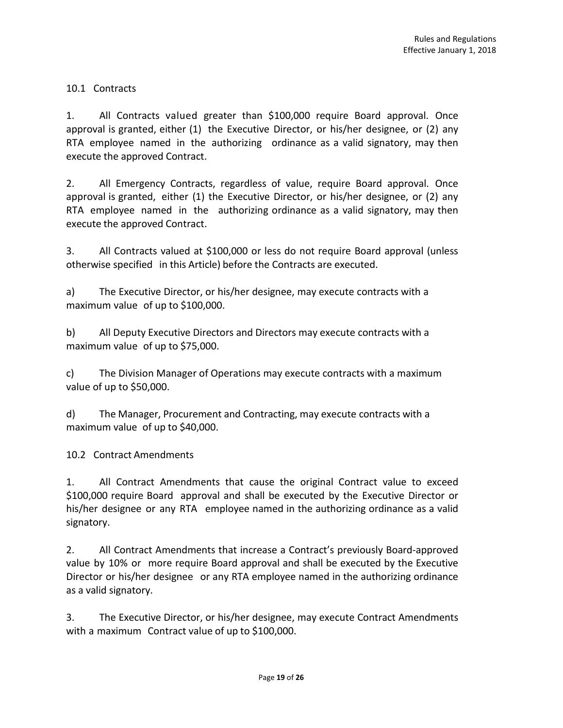### 10.1 Contracts

1. All Contracts valued greater than $100,000 require Board approval. Once approval is granted, either (1) the Executive Director, or his/her designee, or (2) any RTA employee named in the authorizing ordinance as a valid signatory, may then execute the approved Contract.

2. All Emergency Contracts, regardless of value, require Board approval. Once approval is granted, either (1) the Executive Director, or his/her designee, or (2) any RTA employee named in the authorizing ordinance as a valid signatory, may then execute the approved Contract.

3. All Contracts valued at $100,000 or less do not require Board approval (unless otherwise specified in this Article) before the Contracts are executed.

a) The Executive Director, or his/her designee, may execute contracts with a maximum value of up to $100,000.

b) All Deputy Executive Directors and Directors may execute contracts with a maximum value of up to $75,000.

c) The Division Manager of Operations may execute contracts with a maximum value of up to $50,000.

d) The Manager, Procurement and Contracting, may execute contracts with a maximum value of up to $40,000.

### 10.2 Contract Amendments

1. All Contract Amendments that cause the original Contract value to exceed $100,000 require Board approval and shall be executed by the Executive Director or his/her designee or any RTA employee named in the authorizing ordinance as a valid signatory.

2. All Contract Amendments that increase a Contract's previously Board-approved value by 10% or more require Board approval and shall be executed by the Executive Director or his/her designee or any RTA employee named in the authorizing ordinance as a valid signatory.

3. The Executive Director, or his/her designee, may execute Contract Amendments with a maximum Contract value of up to $100,000.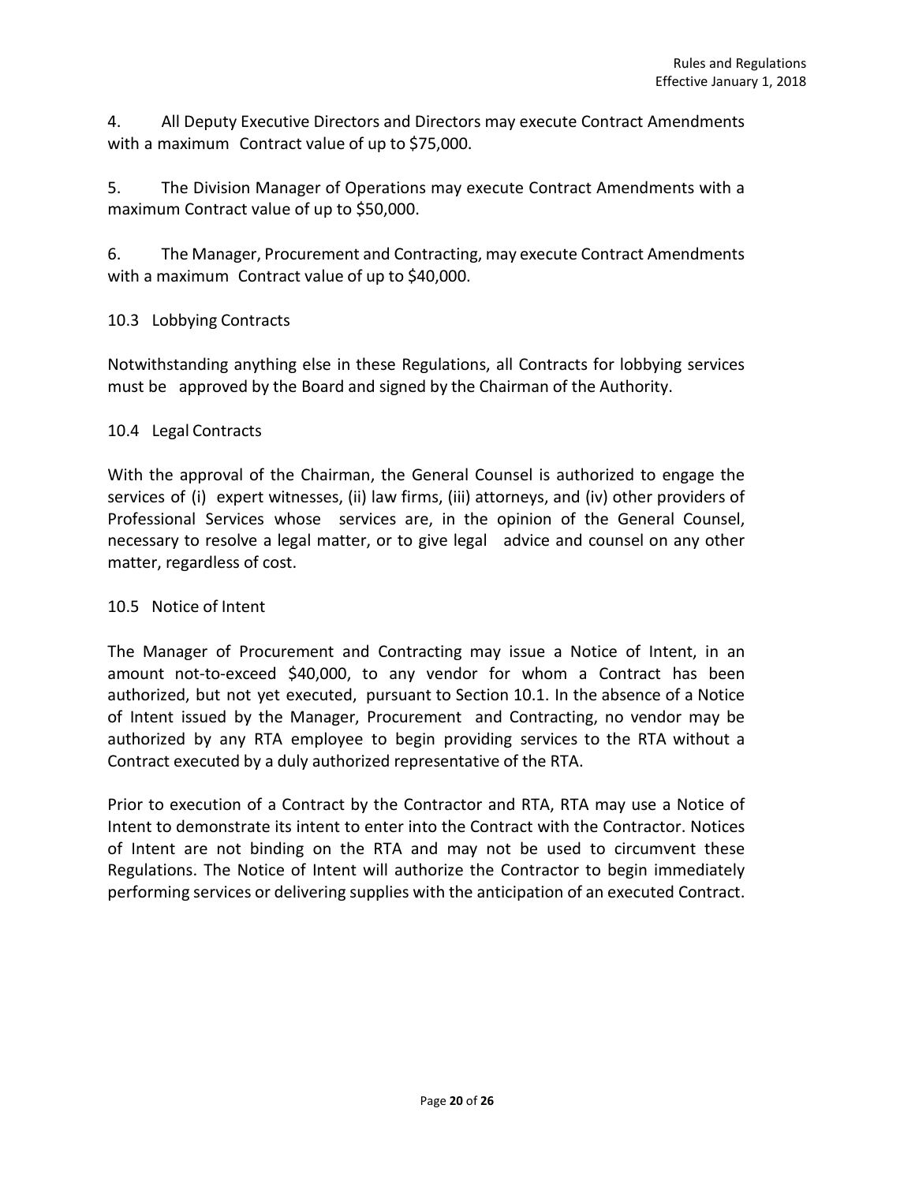4. All Deputy Executive Directors and Directors may execute Contract Amendments with a maximum Contract value of up to $75,000.

5. The Division Manager of Operations may execute Contract Amendments with a maximum Contract value of up to $50,000.

6. The Manager, Procurement and Contracting, may execute Contract Amendments with a maximum Contract value of up to $40,000.

### 10.3 Lobbying Contracts

Notwithstanding anything else in these Regulations, all Contracts for lobbying services must be approved by the Board and signed by the Chairman of the Authority.

### 10.4 Legal Contracts

With the approval of the Chairman, the General Counsel is authorized to engage the services of (i) expert witnesses, (ii) law firms, (iii) attorneys, and (iv) other providers of Professional Services whose services are, in the opinion of the General Counsel, necessary to resolve a legal matter, or to give legal advice and counsel on any other matter, regardless of cost.

### 10.5 Notice of Intent

The Manager of Procurement and Contracting may issue a Notice of Intent, in an amount not-to-exceed $40,000, to any vendor for whom a Contract has been authorized, but not yet executed, pursuant to Section 10.1. In the absence of a Notice of Intent issued by the Manager, Procurement and Contracting, no vendor may be authorized by any RTA employee to begin providing services to the RTA without a Contract executed by a duly authorized representative of the RTA.

Prior to execution of a Contract by the Contractor and RTA, RTA may use a Notice of Intent to demonstrate its intent to enter into the Contract with the Contractor. Notices of Intent are not binding on the RTA and may not be used to circumvent these Regulations. The Notice of Intent will authorize the Contractor to begin immediately performing services or delivering supplies with the anticipation of an executed Contract.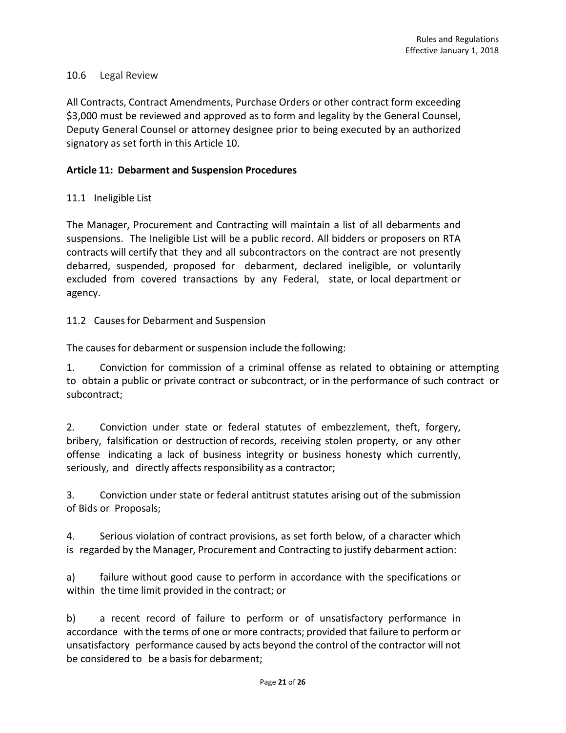### 10.6 Legal Review

All Contracts, Contract Amendments, Purchase Orders or other contract form exceeding $3,000 must be reviewed and approved as to form and legality by the General Counsel, Deputy General Counsel or attorney designee prior to being executed by an authorized signatory as set forth in this Article 10.

## Article 11: Debarment and Suspension Procedures

### 11.1 Ineligible List

The Manager, Procurement and Contracting will maintain a list of all debarments and suspensions. The Ineligible List will be a public record. All bidders or proposers on RTA contracts will certify that they and all subcontractors on the contract are not presently debarred, suspended, proposed for debarment, declared ineligible, or voluntarily excluded from covered transactions by any Federal, state, or local department or agency.

### 11.2 Causes for Debarment and Suspension

The causes for debarment or suspension include the following:

1. Conviction for commission of a criminal offense as related to obtaining or attempting to obtain a public or private contract or subcontract, or in the performance of such contract or subcontract;

2. Conviction under state or federal statutes of embezzlement, theft, forgery, bribery, falsification or destruction of records, receiving stolen property, or any other offense indicating a lack of business integrity or business honesty which currently, seriously, and directly affects responsibility as a contractor;

3. Conviction under state or federal antitrust statutes arising out of the submission of Bids or Proposals;

4. Serious violation of contract provisions, as set forth below, of a character which is regarded by the Manager, Procurement and Contracting to justify debarment action:

a) failure without good cause to perform in accordance with the specifications or within the time limit provided in the contract; or

b) a recent record of failure to perform or of unsatisfactory performance in accordance with the terms of one or more contracts; provided that failure to perform or unsatisfactory performance caused by acts beyond the control of the contractor will not be considered to be a basis for debarment;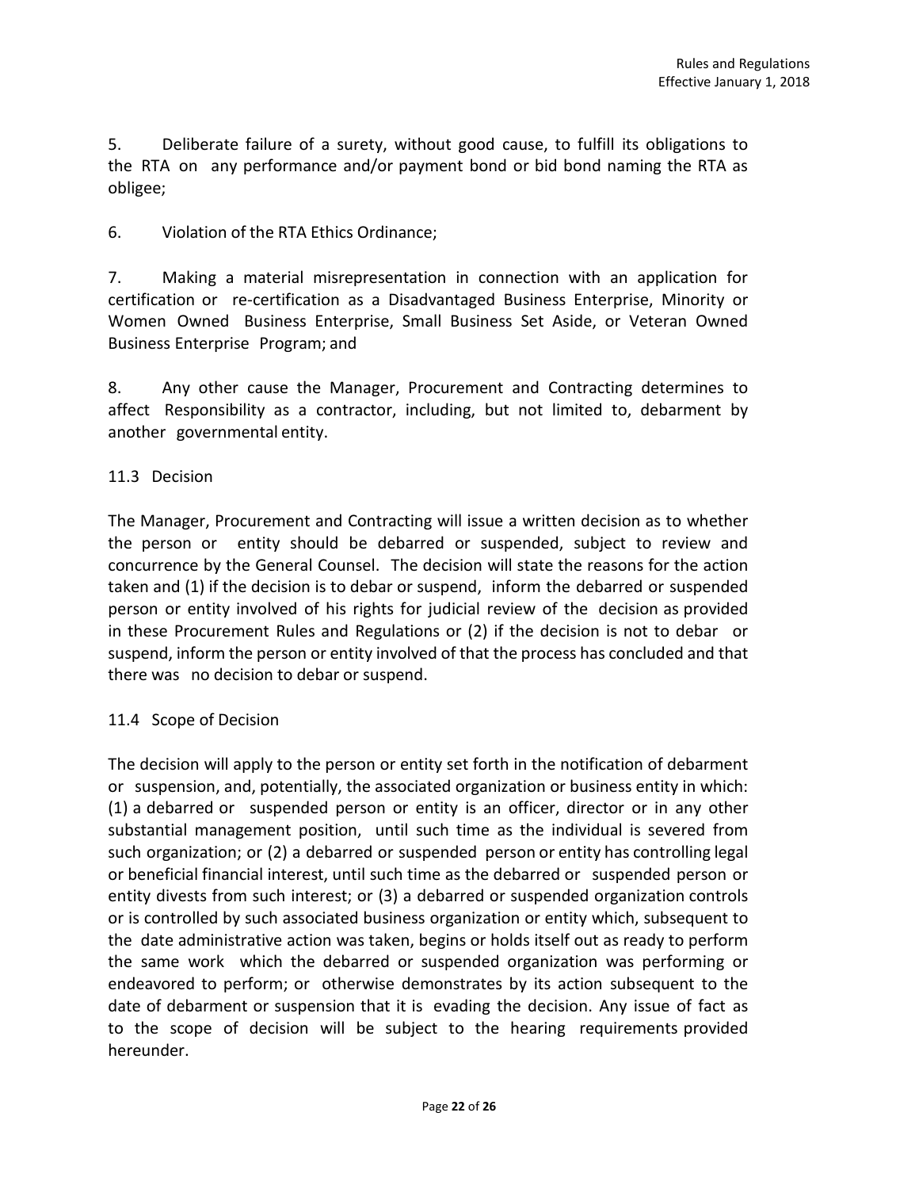5. Deliberate failure of a surety, without good cause, to fulfill its obligations to the RTA on any performance and/or payment bond or bid bond naming the RTA as obligee;

6. Violation of the RTA Ethics Ordinance;

7. Making a material misrepresentation in connection with an application for certification or re-certification as a Disadvantaged Business Enterprise, Minority or Women Owned Business Enterprise, Small Business Set Aside, or Veteran Owned Business Enterprise Program; and

8. Any other cause the Manager, Procurement and Contracting determines to affect Responsibility as a contractor, including, but not limited to, debarment by another governmental entity.

### 11.3 Decision

The Manager, Procurement and Contracting will issue a written decision as to whether the person or entity should be debarred or suspended, subject to review and concurrence by the General Counsel. The decision will state the reasons for the action taken and (1) if the decision is to debar or suspend, inform the debarred or suspended person or entity involved of his rights for judicial review of the decision as provided in these Procurement Rules and Regulations or (2) if the decision is not to debar or suspend, inform the person or entity involved of that the process has concluded and that there was no decision to debar or suspend.

### 11.4 Scope of Decision

The decision will apply to the person or entity set forth in the notification of debarment or suspension, and, potentially, the associated organization or business entity in which: (1) a debarred or suspended person or entity is an officer, director or in any other substantial management position, until such time as the individual is severed from such organization; or (2) a debarred or suspended person or entity has controlling legal or beneficial financial interest, until such time as the debarred or suspended person or entity divests from such interest; or (3) a debarred or suspended organization controls or is controlled by such associated business organization or entity which, subsequent to the date administrative action was taken, begins or holds itself out as ready to perform the same work which the debarred or suspended organization was performing or endeavored to perform; or otherwise demonstrates by its action subsequent to the date of debarment or suspension that it is evading the decision. Any issue of fact as to the scope of decision will be subject to the hearing requirements provided hereunder.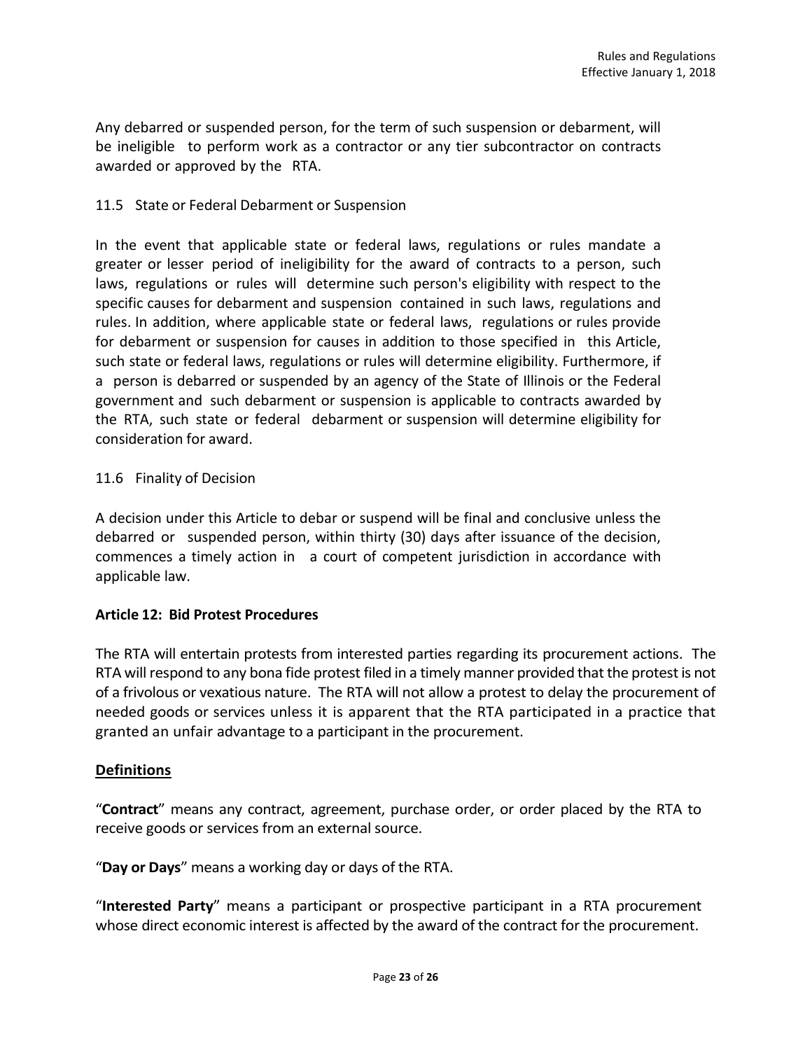Any debarred or suspended person, for the term of such suspension or debarment, will be ineligible to perform work as a contractor or any tier subcontractor on contracts awarded or approved by the RTA.

### 11.5 State or Federal Debarment or Suspension

In the event that applicable state or federal laws, regulations or rules mandate a greater or lesser period of ineligibility for the award of contracts to a person, such laws, regulations or rules will determine such person's eligibility with respect to the specific causes for debarment and suspension contained in such laws, regulations and rules. In addition, where applicable state or federal laws, regulations or rules provide for debarment or suspension for causes in addition to those specified in this Article, such state or federal laws, regulations or rules will determine eligibility. Furthermore, if a person is debarred or suspended by an agency of the State of Illinois or the Federal government and such debarment or suspension is applicable to contracts awarded by the RTA, such state or federal debarment or suspension will determine eligibility for consideration for award.

### 11.6 Finality of Decision

A decision under this Article to debar or suspend will be final and conclusive unless the debarred or suspended person, within thirty (30) days after issuance of the decision, commences a timely action in a court of competent jurisdiction in accordance with applicable law.

## Article 12: Bid Protest Procedures

The RTA will entertain protests from interested parties regarding its procurement actions. The RTA will respond to any bona fide protest filed in a timely manner provided that the protest is not of a frivolous or vexatious nature. The RTA will not allow a protest to delay the procurement of needed goods or services unless it is apparent that the RTA participated in a practice that granted an unfair advantage to a participant in the procurement.

### Definitions

"**Contract**" means any contract, agreement, purchase order, or order placed by the RTA to receive goods or services from an external source.

"**Day or Days**" means a working day or days of the RTA.

"**Interested Party**" means a participant or prospective participant in a RTA procurement whose direct economic interest is affected by the award of the contract for the procurement.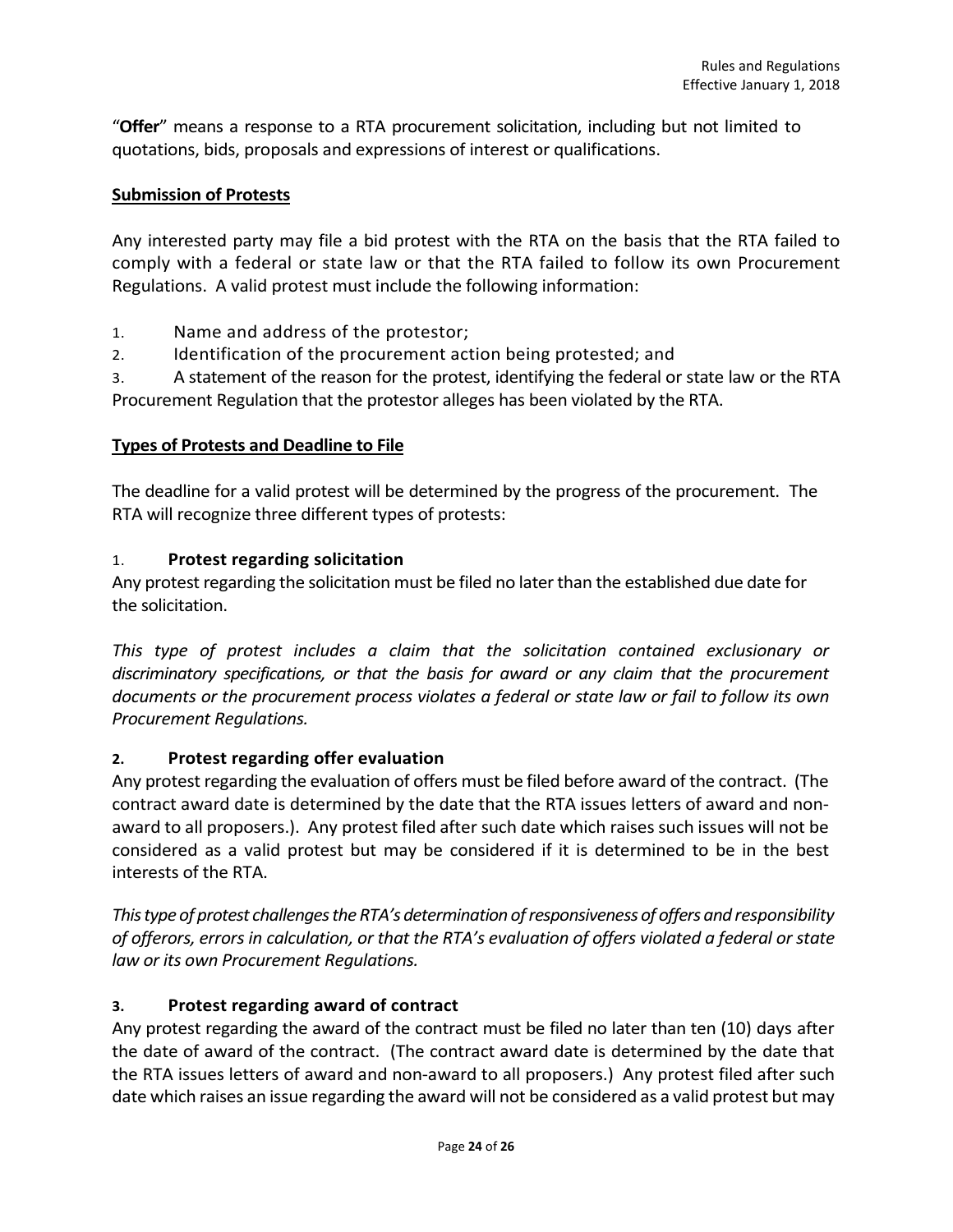"**Offer**" means a response to a RTA procurement solicitation, including but not limited to quotations, bids, proposals and expressions of interest or qualifications.

**Submission of Protests**

Any interested party may file a bid protest with the RTA on the basis that the RTA failed to comply with a federal or state law or that the RTA failed to follow its own Procurement Regulations. A valid protest must include the following information:

1. Name and address of the protestor;
2. Identification of the procurement action being protested; and
3. A statement of the reason for the protest, identifying the federal or state law or the RTA Procurement Regulation that the protestor alleges has been violated by the RTA.

**Types of Protests and Deadline to File**

The deadline for a valid protest will be determined by the progress of the procurement. The RTA will recognize three different types of protests:

1. **Protest regarding solicitation**

Any protest regarding the solicitation must be filed no later than the established due date for the solicitation.

*This type of protest includes a claim that the solicitation contained exclusionary or discriminatory specifications, or that the basis for award or any claim that the procurement documents or the procurement process violates a federal or state law or fail to follow its own Procurement Regulations.*

2. **Protest regarding offer evaluation**

Any protest regarding the evaluation of offers must be filed before award of the contract. (The contract award date is determined by the date that the RTA issues letters of award and non-award to all proposers.). Any protest filed after such date which raises such issues will not be considered as a valid protest but may be considered if it is determined to be in the best interests of the RTA.

*This type of protest challenges the RTA's determination of responsiveness of offers and responsibility of offerors, errors in calculation, or that the RTA's evaluation of offers violated a federal or state law or its own Procurement Regulations.*

3. **Protest regarding award of contract**

Any protest regarding the award of the contract must be filed no later than ten (10) days after the date of award of the contract. (The contract award date is determined by the date that the RTA issues letters of award and non-award to all proposers.) Any protest filed after such date which raises an issue regarding the award will not be considered as a valid protest but may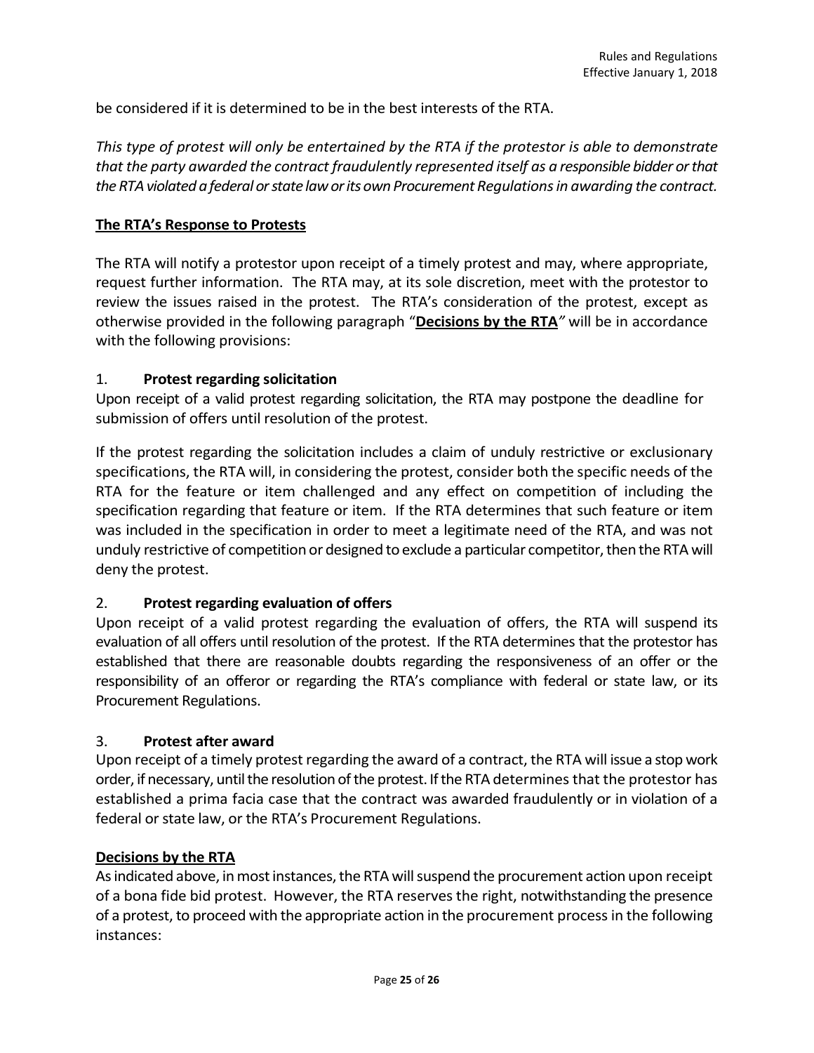be considered if it is determined to be in the best interests of the RTA.

*This type of protest will only be entertained by the RTA if the protestor is able to demonstrate that the party awarded the contract fraudulently represented itself as a responsible bidder or that the RTA violated a federal or state law or its own Procurement Regulations in awarding the contract.*

## The RTA's Response to Protests

The RTA will notify a protestor upon receipt of a timely protest and may, where appropriate, request further information. The RTA may, at its sole discretion, meet with the protestor to review the issues raised in the protest. The RTA's consideration of the protest, except as otherwise provided in the following paragraph "**Decisions by the RTA**" will be in accordance with the following provisions:

### 1. Protest regarding solicitation

Upon receipt of a valid protest regarding solicitation, the RTA may postpone the deadline for submission of offers until resolution of the protest.

If the protest regarding the solicitation includes a claim of unduly restrictive or exclusionary specifications, the RTA will, in considering the protest, consider both the specific needs of the RTA for the feature or item challenged and any effect on competition of including the specification regarding that feature or item. If the RTA determines that such feature or item was included in the specification in order to meet a legitimate need of the RTA, and was not unduly restrictive of competition or designed to exclude a particular competitor, then the RTA will deny the protest.

### 2. Protest regarding evaluation of offers

Upon receipt of a valid protest regarding the evaluation of offers, the RTA will suspend its evaluation of all offers until resolution of the protest. If the RTA determines that the protestor has established that there are reasonable doubts regarding the responsiveness of an offer or the responsibility of an offeror or regarding the RTA's compliance with federal or state law, or its Procurement Regulations.

### 3. Protest after award

Upon receipt of a timely protest regarding the award of a contract, the RTA will issue a stop work order, if necessary, until the resolution of the protest. If the RTA determines that the protestor has established a prima facia case that the contract was awarded fraudulently or in violation of a federal or state law, or the RTA's Procurement Regulations.

## Decisions by the RTA

As indicated above, in most instances, the RTA will suspend the procurement action upon receipt of a bona fide bid protest. However, the RTA reserves the right, notwithstanding the presence of a protest, to proceed with the appropriate action in the procurement process in the following instances: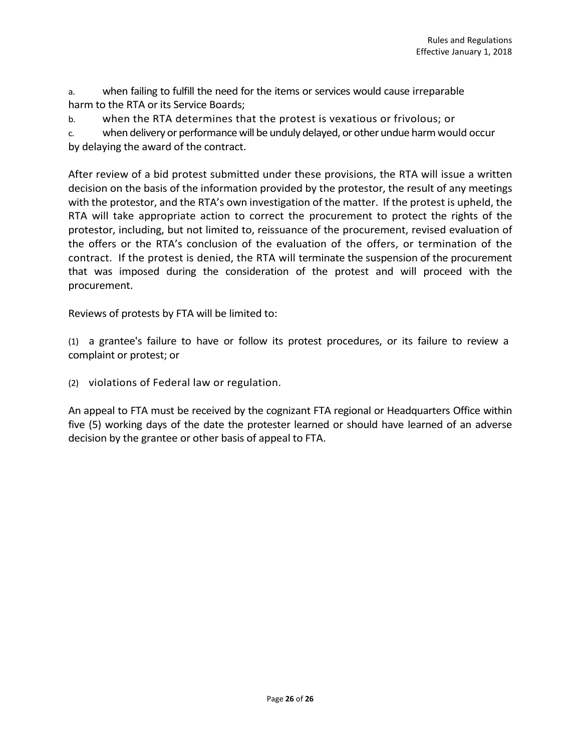a. when failing to fulfill the need for the items or services would cause irreparable harm to the RTA or its Service Boards;

b. when the RTA determines that the protest is vexatious or frivolous; or

c. when delivery or performance will be unduly delayed, or other undue harm would occur by delaying the award of the contract.

After review of a bid protest submitted under these provisions, the RTA will issue a written decision on the basis of the information provided by the protestor, the result of any meetings with the protestor, and the RTA's own investigation of the matter. If the protest is upheld, the RTA will take appropriate action to correct the procurement to protect the rights of the protestor, including, but not limited to, reissuance of the procurement, revised evaluation of the offers or the RTA's conclusion of the evaluation of the offers, or termination of the contract. If the protest is denied, the RTA will terminate the suspension of the procurement that was imposed during the consideration of the protest and will proceed with the procurement.

Reviews of protests by FTA will be limited to:

(1) a grantee's failure to have or follow its protest procedures, or its failure to review a complaint or protest; or

(2) violations of Federal law or regulation.

An appeal to FTA must be received by the cognizant FTA regional or Headquarters Office within five (5) working days of the date the protester learned or should have learned of an adverse decision by the grantee or other basis of appeal to FTA.